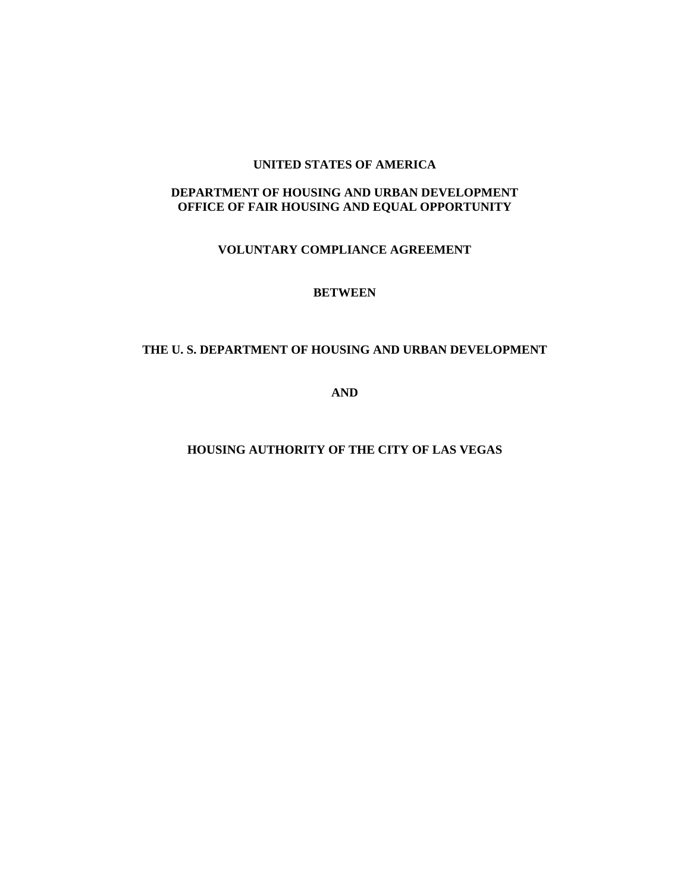**UNITED STATES OF AMERICA**

**DEPARTMENT OF HOUSING AND URBAN DEVELOPMENT**
**OFFICE OF FAIR HOUSING AND EQUAL OPPORTUNITY**

**VOLUNTARY COMPLIANCE AGREEMENT**

**BETWEEN**

**THE U. S. DEPARTMENT OF HOUSING AND URBAN DEVELOPMENT**

**AND**

**HOUSING AUTHORITY OF THE CITY OF LAS VEGAS**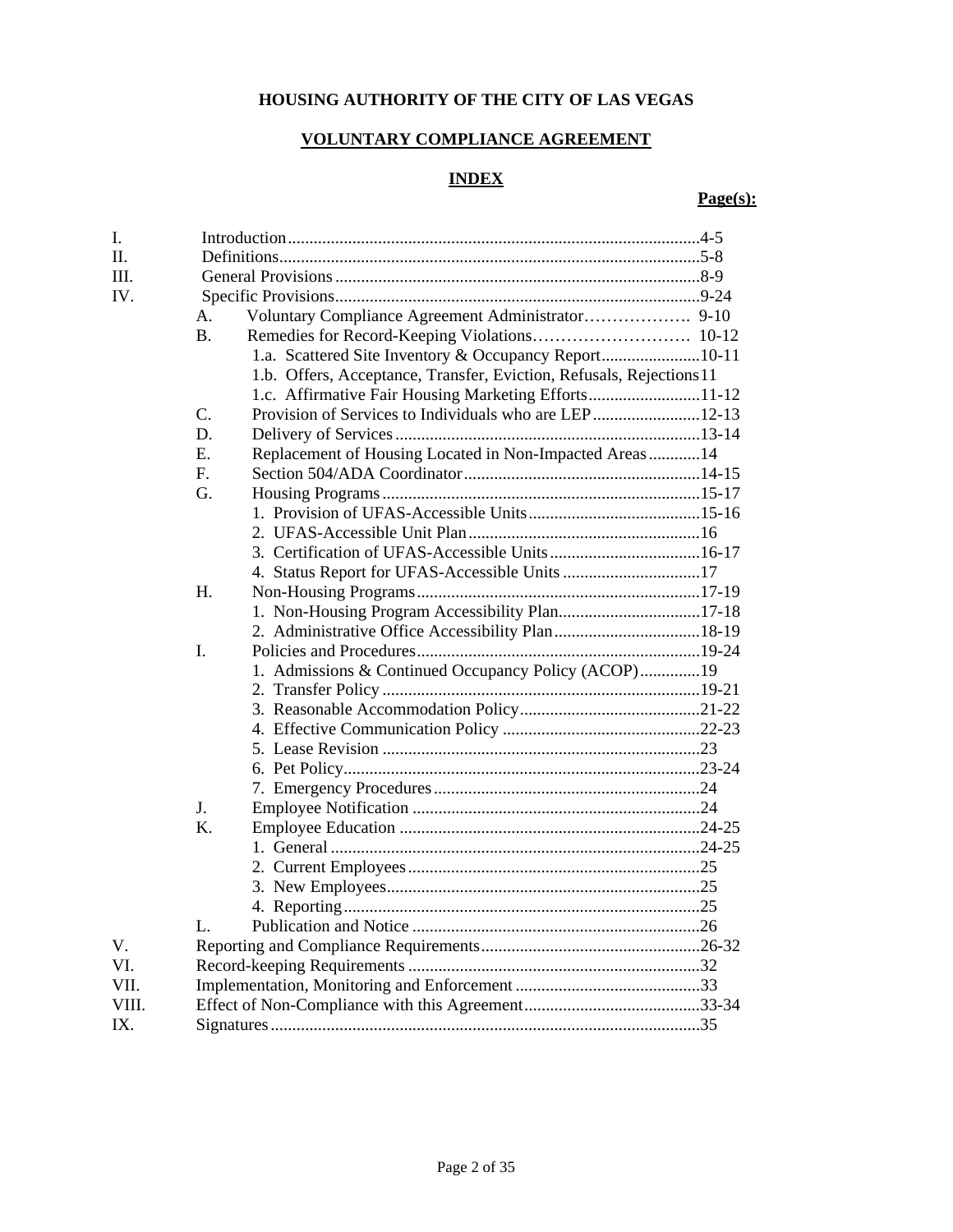# HOUSING AUTHORITY OF THE CITY OF LAS VEGAS

## VOLUNTARY COMPLIANCE AGREEMENT

## INDEX

| | | Page(s): |
|---|---|---|
| I. | Introduction | 4-5 |
| II. | Definitions | 5-8 |
| III. | General Provisions | 8-9 |
| IV. | Specific Provisions | 9-24 |
| | A. Voluntary Compliance Agreement Administrator | 9-10 |
| | B. Remedies for Record-Keeping Violations | 10-12 |
| | 1.a. Scattered Site Inventory & Occupancy Report | 10-11 |
| | 1.b. Offers, Acceptance, Transfer, Eviction, Refusals, Rejections | 11 |
| | 1.c. Affirmative Fair Housing Marketing Efforts | 11-12 |
| | C. Provision of Services to Individuals who are LEP | 12-13 |
| | D. Delivery of Services | 13-14 |
| | E. Replacement of Housing Located in Non-Impacted Areas | 14 |
| | F. Section 504/ADA Coordinator | 14-15 |
| | G. Housing Programs | 15-17 |
| | 1. Provision of UFAS-Accessible Units | 15-16 |
| | 2. UFAS-Accessible Unit Plan | 16 |
| | 3. Certification of UFAS-Accessible Units | 16-17 |
| | 4. Status Report for UFAS-Accessible Units | 17 |
| | H. Non-Housing Programs | 17-19 |
| | 1. Non-Housing Program Accessibility Plan | 17-18 |
| | 2. Administrative Office Accessibility Plan | 18-19 |
| | I. Policies and Procedures | 19-24 |
| | 1. Admissions & Continued Occupancy Policy (ACOP) | 19 |
| | 2. Transfer Policy | 19-21 |
| | 3. Reasonable Accommodation Policy | 21-22 |
| | 4. Effective Communication Policy | 22-23 |
| | 5. Lease Revision | 23 |
| | 6. Pet Policy | 23-24 |
| | 7. Emergency Procedures | 24 |
| | J. Employee Notification | 24 |
| | K. Employee Education | 24-25 |
| | 1. General | 24-25 |
| | 2. Current Employees | 25 |
| | 3. New Employees | 25 |
| | 4. Reporting | 25 |
| | L. Publication and Notice | 26 |
| V. | Reporting and Compliance Requirements | 26-32 |
| VI. | Record-keeping Requirements | 32 |
| VII. | Implementation, Monitoring and Enforcement | 33 |
| VIII. | Effect of Non-Compliance with this Agreement | 33-34 |
| IX. | Signatures | 35 |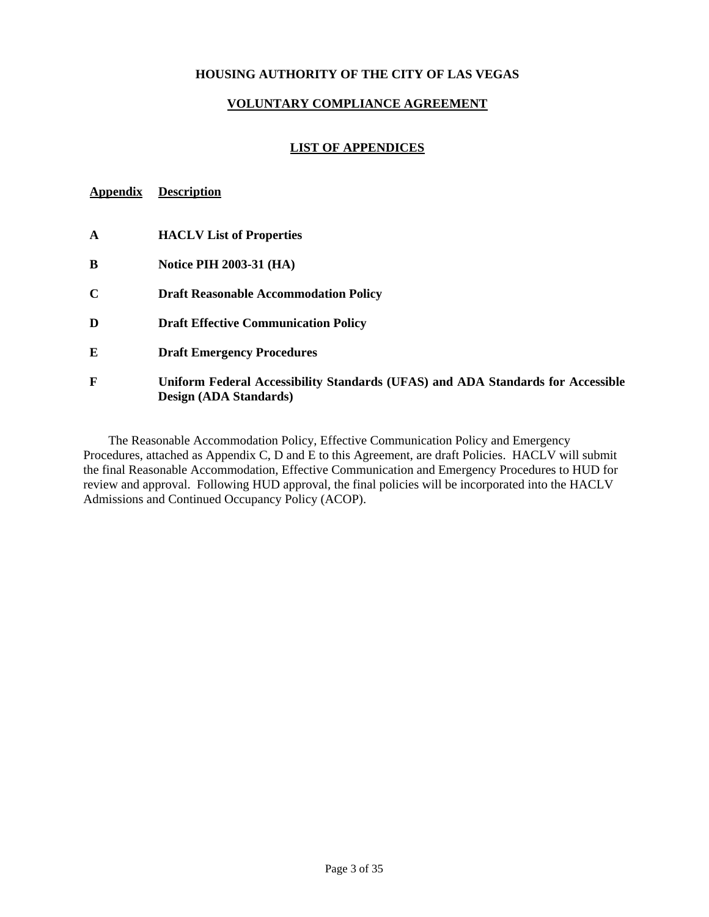**HOUSING AUTHORITY OF THE CITY OF LAS VEGAS**

**VOLUNTARY COMPLIANCE AGREEMENT**

## LIST OF APPENDICES

| Appendix | Description |
| --- | --- |
| **A** | **HACLV List of Properties** |
| **B** | **Notice PIH 2003-31 (HA)** |
| **C** | **Draft Reasonable Accommodation Policy** |
| **D** | **Draft Effective Communication Policy** |
| **E** | **Draft Emergency Procedures** |
| **F** | **Uniform Federal Accessibility Standards (UFAS) and ADA Standards for Accessible Design (ADA Standards)** |

The Reasonable Accommodation Policy, Effective Communication Policy and Emergency Procedures, attached as Appendix C, D and E to this Agreement, are draft Policies. HACLV will submit the final Reasonable Accommodation, Effective Communication and Emergency Procedures to HUD for review and approval. Following HUD approval, the final policies will be incorporated into the HACLV Admissions and Continued Occupancy Policy (ACOP).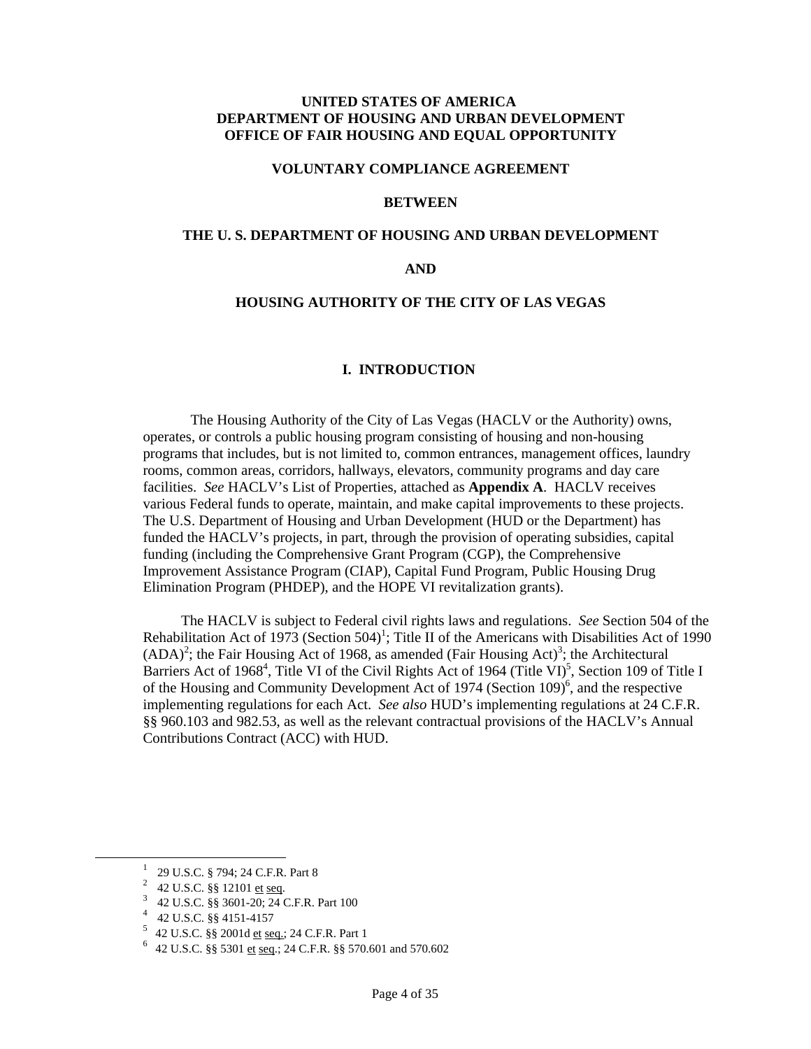**UNITED STATES OF AMERICA**
**DEPARTMENT OF HOUSING AND URBAN DEVELOPMENT**
**OFFICE OF FAIR HOUSING AND EQUAL OPPORTUNITY**

**VOLUNTARY COMPLIANCE AGREEMENT**

**BETWEEN**

**THE U. S. DEPARTMENT OF HOUSING AND URBAN DEVELOPMENT**

**AND**

**HOUSING AUTHORITY OF THE CITY OF LAS VEGAS**

## I. INTRODUCTION

The Housing Authority of the City of Las Vegas (HACLV or the Authority) owns, operates, or controls a public housing program consisting of housing and non-housing programs that includes, but is not limited to, common entrances, management offices, laundry rooms, common areas, corridors, hallways, elevators, community programs and day care facilities. *See* HACLV's List of Properties, attached as **Appendix A**. HACLV receives various Federal funds to operate, maintain, and make capital improvements to these projects. The U.S. Department of Housing and Urban Development (HUD or the Department) has funded the HACLV's projects, in part, through the provision of operating subsidies, capital funding (including the Comprehensive Grant Program (CGP), the Comprehensive Improvement Assistance Program (CIAP), Capital Fund Program, Public Housing Drug Elimination Program (PHDEP), and the HOPE VI revitalization grants).

The HACLV is subject to Federal civil rights laws and regulations. *See* Section 504 of the Rehabilitation Act of 1973 (Section 504)[1]; Title II of the Americans with Disabilities Act of 1990 (ADA)[2]; the Fair Housing Act of 1968, as amended (Fair Housing Act)[3]; the Architectural Barriers Act of 1968[4], Title VI of the Civil Rights Act of 1964 (Title VI)[5], Section 109 of Title I of the Housing and Community Development Act of 1974 (Section 109)[6], and the respective implementing regulations for each Act. *See also* HUD's implementing regulations at 24 C.F.R. §§ 960.103 and 982.53, as well as the relevant contractual provisions of the HACLV's Annual Contributions Contract (ACC) with HUD.

---

[1] 29 U.S.C. § 794; 24 C.F.R. Part 8

[2] 42 U.S.C. §§ 12101 et seq.

[3] 42 U.S.C. §§ 3601-20; 24 C.F.R. Part 100

[4] 42 U.S.C. §§ 4151-4157

[5] 42 U.S.C. §§ 2001d et seq.; 24 C.F.R. Part 1

[6] 42 U.S.C. §§ 5301 et seq.; 24 C.F.R. §§ 570.601 and 570.602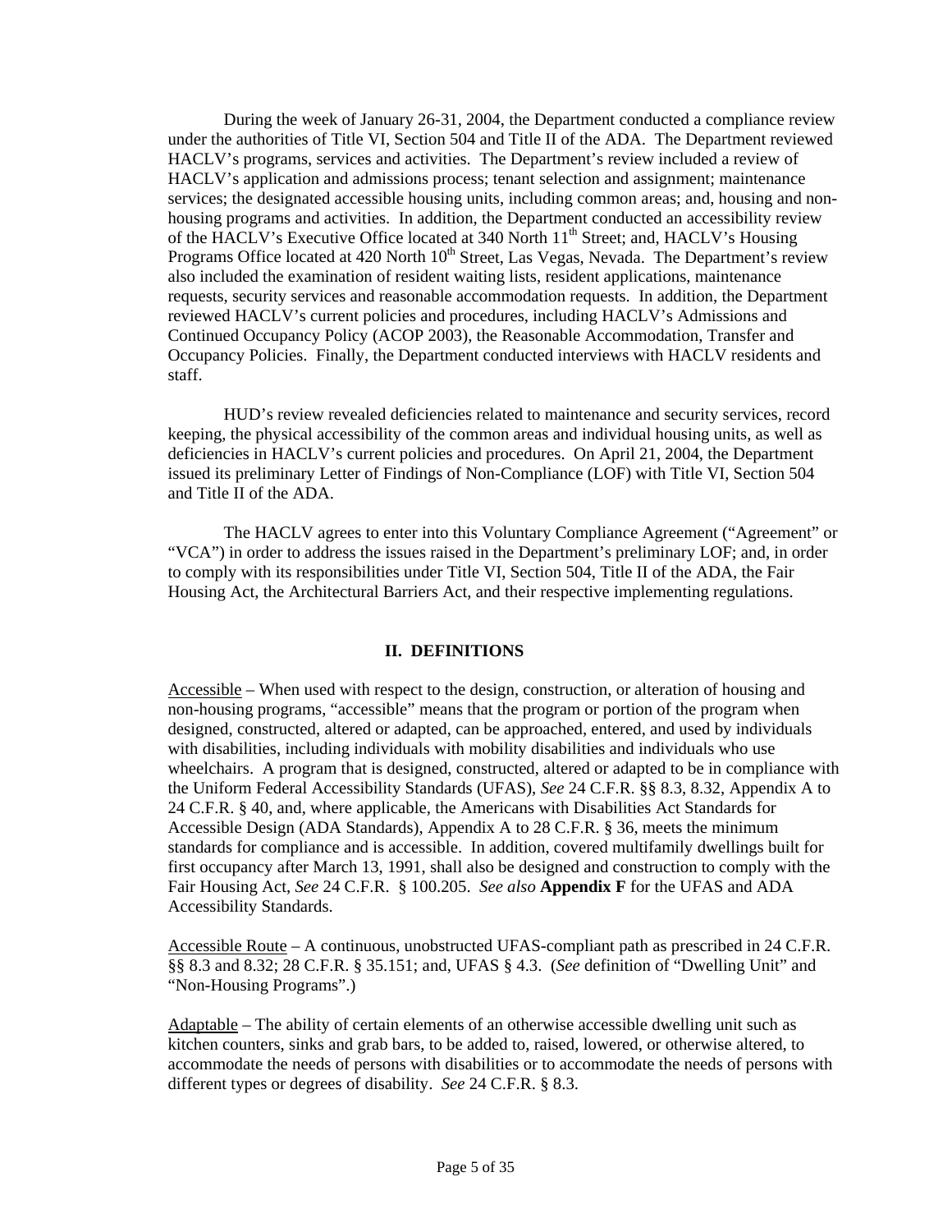During the week of January 26-31, 2004, the Department conducted a compliance review under the authorities of Title VI, Section 504 and Title II of the ADA. The Department reviewed HACLV's programs, services and activities. The Department's review included a review of HACLV's application and admissions process; tenant selection and assignment; maintenance services; the designated accessible housing units, including common areas; and, housing and non-housing programs and activities. In addition, the Department conducted an accessibility review of the HACLV's Executive Office located at 340 North 11th Street; and, HACLV's Housing Programs Office located at 420 North 10th Street, Las Vegas, Nevada. The Department's review also included the examination of resident waiting lists, resident applications, maintenance requests, security services and reasonable accommodation requests. In addition, the Department reviewed HACLV's current policies and procedures, including HACLV's Admissions and Continued Occupancy Policy (ACOP 2003), the Reasonable Accommodation, Transfer and Occupancy Policies. Finally, the Department conducted interviews with HACLV residents and staff.

HUD's review revealed deficiencies related to maintenance and security services, record keeping, the physical accessibility of the common areas and individual housing units, as well as deficiencies in HACLV's current policies and procedures. On April 21, 2004, the Department issued its preliminary Letter of Findings of Non-Compliance (LOF) with Title VI, Section 504 and Title II of the ADA.

The HACLV agrees to enter into this Voluntary Compliance Agreement ("Agreement" or "VCA") in order to address the issues raised in the Department's preliminary LOF; and, in order to comply with its responsibilities under Title VI, Section 504, Title II of the ADA, the Fair Housing Act, the Architectural Barriers Act, and their respective implementing regulations.

## II. DEFINITIONS

Accessible – When used with respect to the design, construction, or alteration of housing and non-housing programs, "accessible" means that the program or portion of the program when designed, constructed, altered or adapted, can be approached, entered, and used by individuals with disabilities, including individuals with mobility disabilities and individuals who use wheelchairs. A program that is designed, constructed, altered or adapted to be in compliance with the Uniform Federal Accessibility Standards (UFAS), *See* 24 C.F.R. §§ 8.3, 8.32, Appendix A to 24 C.F.R. § 40, and, where applicable, the Americans with Disabilities Act Standards for Accessible Design (ADA Standards), Appendix A to 28 C.F.R. § 36, meets the minimum standards for compliance and is accessible. In addition, covered multifamily dwellings built for first occupancy after March 13, 1991, shall also be designed and construction to comply with the Fair Housing Act, *See* 24 C.F.R. § 100.205. *See also* **Appendix F** for the UFAS and ADA Accessibility Standards.

Accessible Route – A continuous, unobstructed UFAS-compliant path as prescribed in 24 C.F.R. §§ 8.3 and 8.32; 28 C.F.R. § 35.151; and, UFAS § 4.3. (*See* definition of "Dwelling Unit" and "Non-Housing Programs".)

Adaptable – The ability of certain elements of an otherwise accessible dwelling unit such as kitchen counters, sinks and grab bars, to be added to, raised, lowered, or otherwise altered, to accommodate the needs of persons with disabilities or to accommodate the needs of persons with different types or degrees of disability. *See* 24 C.F.R. § 8.3.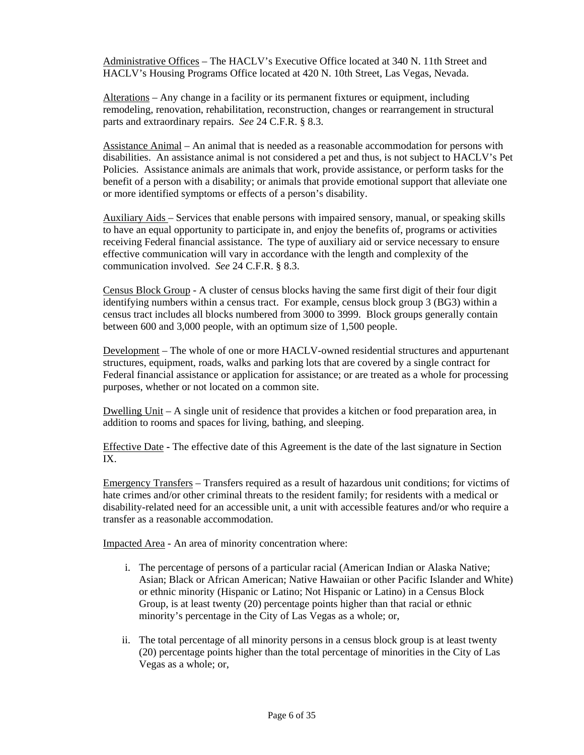Administrative Offices – The HACLV's Executive Office located at 340 N. 11th Street and HACLV's Housing Programs Office located at 420 N. 10th Street, Las Vegas, Nevada.

Alterations – Any change in a facility or its permanent fixtures or equipment, including remodeling, renovation, rehabilitation, reconstruction, changes or rearrangement in structural parts and extraordinary repairs. *See* 24 C.F.R. § 8.3.

Assistance Animal – An animal that is needed as a reasonable accommodation for persons with disabilities. An assistance animal is not considered a pet and thus, is not subject to HACLV's Pet Policies. Assistance animals are animals that work, provide assistance, or perform tasks for the benefit of a person with a disability; or animals that provide emotional support that alleviate one or more identified symptoms or effects of a person's disability.

Auxiliary Aids – Services that enable persons with impaired sensory, manual, or speaking skills to have an equal opportunity to participate in, and enjoy the benefits of, programs or activities receiving Federal financial assistance. The type of auxiliary aid or service necessary to ensure effective communication will vary in accordance with the length and complexity of the communication involved. *See* 24 C.F.R. § 8.3.

Census Block Group - A cluster of census blocks having the same first digit of their four digit identifying numbers within a census tract. For example, census block group 3 (BG3) within a census tract includes all blocks numbered from 3000 to 3999. Block groups generally contain between 600 and 3,000 people, with an optimum size of 1,500 people.

Development – The whole of one or more HACLV-owned residential structures and appurtenant structures, equipment, roads, walks and parking lots that are covered by a single contract for Federal financial assistance or application for assistance; or are treated as a whole for processing purposes, whether or not located on a common site.

Dwelling Unit – A single unit of residence that provides a kitchen or food preparation area, in addition to rooms and spaces for living, bathing, and sleeping.

Effective Date - The effective date of this Agreement is the date of the last signature in Section IX.

Emergency Transfers – Transfers required as a result of hazardous unit conditions; for victims of hate crimes and/or other criminal threats to the resident family; for residents with a medical or disability-related need for an accessible unit, a unit with accessible features and/or who require a transfer as a reasonable accommodation.

Impacted Area - An area of minority concentration where:

i. The percentage of persons of a particular racial (American Indian or Alaska Native; Asian; Black or African American; Native Hawaiian or other Pacific Islander and White) or ethnic minority (Hispanic or Latino; Not Hispanic or Latino) in a Census Block Group, is at least twenty (20) percentage points higher than that racial or ethnic minority's percentage in the City of Las Vegas as a whole; or,

ii. The total percentage of all minority persons in a census block group is at least twenty (20) percentage points higher than the total percentage of minorities in the City of Las Vegas as a whole; or,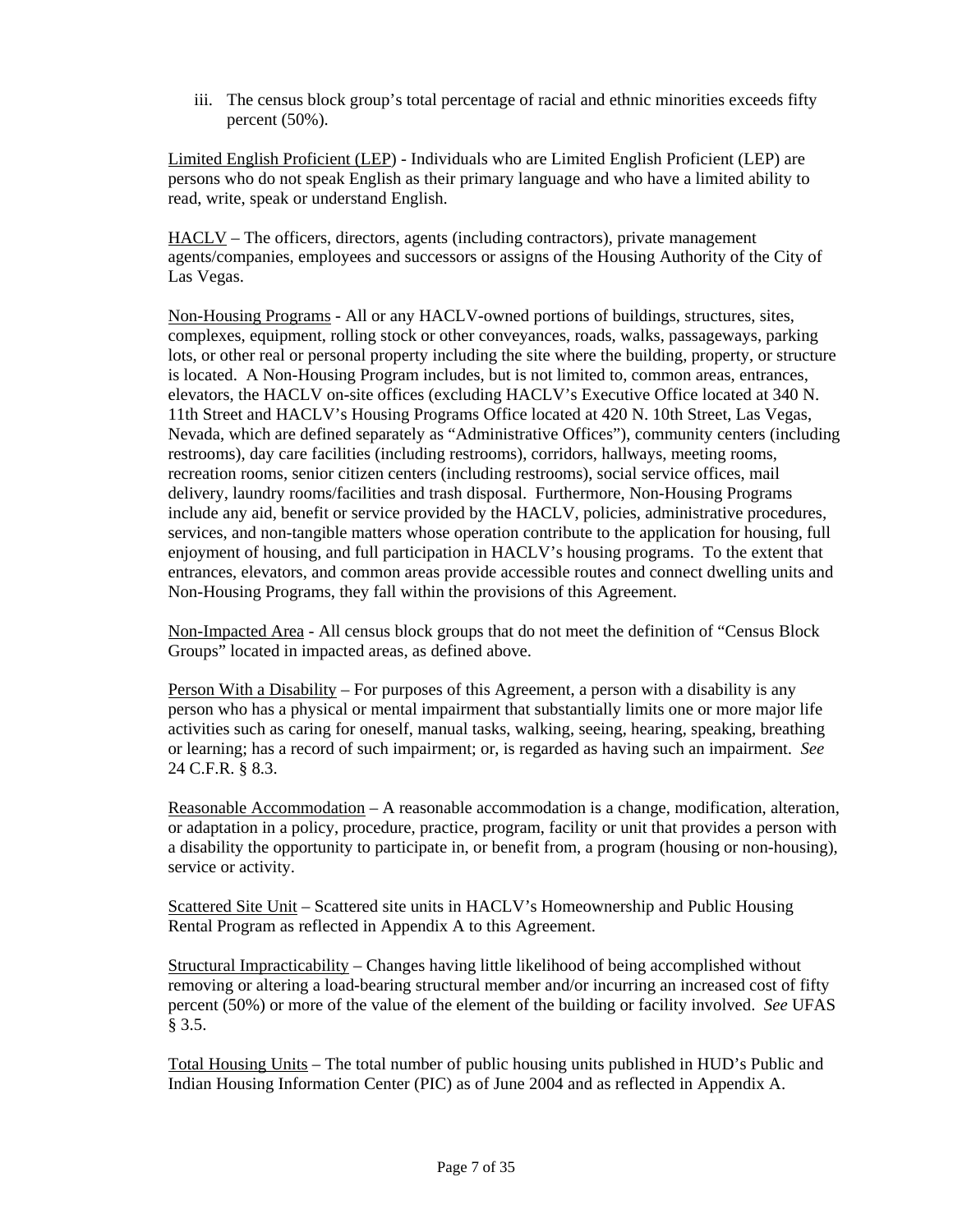iii. The census block group's total percentage of racial and ethnic minorities exceeds fifty percent (50%).

Limited English Proficient (LEP) - Individuals who are Limited English Proficient (LEP) are persons who do not speak English as their primary language and who have a limited ability to read, write, speak or understand English.

HACLV – The officers, directors, agents (including contractors), private management agents/companies, employees and successors or assigns of the Housing Authority of the City of Las Vegas.

Non-Housing Programs - All or any HACLV-owned portions of buildings, structures, sites, complexes, equipment, rolling stock or other conveyances, roads, walks, passageways, parking lots, or other real or personal property including the site where the building, property, or structure is located. A Non-Housing Program includes, but is not limited to, common areas, entrances, elevators, the HACLV on-site offices (excluding HACLV's Executive Office located at 340 N. 11th Street and HACLV's Housing Programs Office located at 420 N. 10th Street, Las Vegas, Nevada, which are defined separately as "Administrative Offices"), community centers (including restrooms), day care facilities (including restrooms), corridors, hallways, meeting rooms, recreation rooms, senior citizen centers (including restrooms), social service offices, mail delivery, laundry rooms/facilities and trash disposal. Furthermore, Non-Housing Programs include any aid, benefit or service provided by the HACLV, policies, administrative procedures, services, and non-tangible matters whose operation contribute to the application for housing, full enjoyment of housing, and full participation in HACLV's housing programs. To the extent that entrances, elevators, and common areas provide accessible routes and connect dwelling units and Non-Housing Programs, they fall within the provisions of this Agreement.

Non-Impacted Area - All census block groups that do not meet the definition of "Census Block Groups" located in impacted areas, as defined above.

Person With a Disability – For purposes of this Agreement, a person with a disability is any person who has a physical or mental impairment that substantially limits one or more major life activities such as caring for oneself, manual tasks, walking, seeing, hearing, speaking, breathing or learning; has a record of such impairment; or, is regarded as having such an impairment. *See* 24 C.F.R. § 8.3.

Reasonable Accommodation – A reasonable accommodation is a change, modification, alteration, or adaptation in a policy, procedure, practice, program, facility or unit that provides a person with a disability the opportunity to participate in, or benefit from, a program (housing or non-housing), service or activity.

Scattered Site Unit – Scattered site units in HACLV's Homeownership and Public Housing Rental Program as reflected in Appendix A to this Agreement.

Structural Impracticability – Changes having little likelihood of being accomplished without removing or altering a load-bearing structural member and/or incurring an increased cost of fifty percent (50%) or more of the value of the element of the building or facility involved. *See* UFAS § 3.5.

Total Housing Units – The total number of public housing units published in HUD's Public and Indian Housing Information Center (PIC) as of June 2004 and as reflected in Appendix A.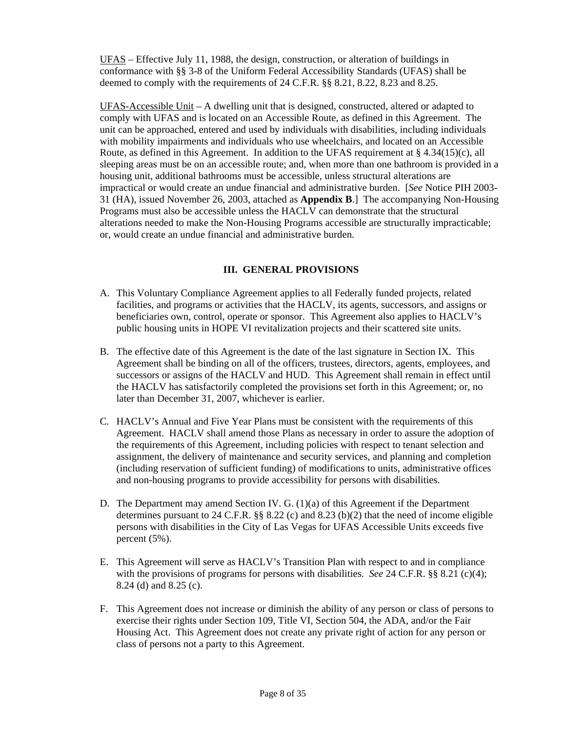UFAS – Effective July 11, 1988, the design, construction, or alteration of buildings in conformance with §§ 3-8 of the Uniform Federal Accessibility Standards (UFAS) shall be deemed to comply with the requirements of 24 C.F.R. §§ 8.21, 8.22, 8.23 and 8.25.

UFAS-Accessible Unit – A dwelling unit that is designed, constructed, altered or adapted to comply with UFAS and is located on an Accessible Route, as defined in this Agreement. The unit can be approached, entered and used by individuals with disabilities, including individuals with mobility impairments and individuals who use wheelchairs, and located on an Accessible Route, as defined in this Agreement. In addition to the UFAS requirement at § 4.34(15)(c), all sleeping areas must be on an accessible route; and, when more than one bathroom is provided in a housing unit, additional bathrooms must be accessible, unless structural alterations are impractical or would create an undue financial and administrative burden. [*See* Notice PIH 2003-31 (HA), issued November 26, 2003, attached as **Appendix B**.] The accompanying Non-Housing Programs must also be accessible unless the HACLV can demonstrate that the structural alterations needed to make the Non-Housing Programs accessible are structurally impracticable; or, would create an undue financial and administrative burden.

## III. GENERAL PROVISIONS

A. This Voluntary Compliance Agreement applies to all Federally funded projects, related facilities, and programs or activities that the HACLV, its agents, successors, and assigns or beneficiaries own, control, operate or sponsor. This Agreement also applies to HACLV's public housing units in HOPE VI revitalization projects and their scattered site units.

B. The effective date of this Agreement is the date of the last signature in Section IX. This Agreement shall be binding on all of the officers, trustees, directors, agents, employees, and successors or assigns of the HACLV and HUD. This Agreement shall remain in effect until the HACLV has satisfactorily completed the provisions set forth in this Agreement; or, no later than December 31, 2007, whichever is earlier.

C. HACLV's Annual and Five Year Plans must be consistent with the requirements of this Agreement. HACLV shall amend those Plans as necessary in order to assure the adoption of the requirements of this Agreement, including policies with respect to tenant selection and assignment, the delivery of maintenance and security services, and planning and completion (including reservation of sufficient funding) of modifications to units, administrative offices and non-housing programs to provide accessibility for persons with disabilities.

D. The Department may amend Section IV. G. (1)(a) of this Agreement if the Department determines pursuant to 24 C.F.R. §§ 8.22 (c) and 8.23 (b)(2) that the need of income eligible persons with disabilities in the City of Las Vegas for UFAS Accessible Units exceeds five percent (5%).

E. This Agreement will serve as HACLV's Transition Plan with respect to and in compliance with the provisions of programs for persons with disabilities. *See* 24 C.F.R. §§ 8.21 (c)(4); 8.24 (d) and 8.25 (c).

F. This Agreement does not increase or diminish the ability of any person or class of persons to exercise their rights under Section 109, Title VI, Section 504, the ADA, and/or the Fair Housing Act. This Agreement does not create any private right of action for any person or class of persons not a party to this Agreement.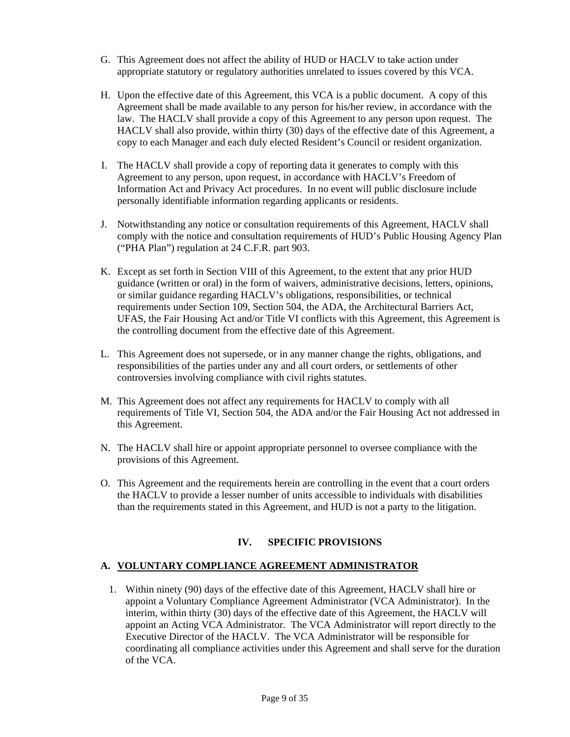G. This Agreement does not affect the ability of HUD or HACLV to take action under appropriate statutory or regulatory authorities unrelated to issues covered by this VCA.

H. Upon the effective date of this Agreement, this VCA is a public document. A copy of this Agreement shall be made available to any person for his/her review, in accordance with the law. The HACLV shall provide a copy of this Agreement to any person upon request. The HACLV shall also provide, within thirty (30) days of the effective date of this Agreement, a copy to each Manager and each duly elected Resident's Council or resident organization.

I. The HACLV shall provide a copy of reporting data it generates to comply with this Agreement to any person, upon request, in accordance with HACLV's Freedom of Information Act and Privacy Act procedures. In no event will public disclosure include personally identifiable information regarding applicants or residents.

J. Notwithstanding any notice or consultation requirements of this Agreement, HACLV shall comply with the notice and consultation requirements of HUD's Public Housing Agency Plan ("PHA Plan") regulation at 24 C.F.R. part 903.

K. Except as set forth in Section VIII of this Agreement, to the extent that any prior HUD guidance (written or oral) in the form of waivers, administrative decisions, letters, opinions, or similar guidance regarding HACLV's obligations, responsibilities, or technical requirements under Section 109, Section 504, the ADA, the Architectural Barriers Act, UFAS, the Fair Housing Act and/or Title VI conflicts with this Agreement, this Agreement is the controlling document from the effective date of this Agreement.

L. This Agreement does not supersede, or in any manner change the rights, obligations, and responsibilities of the parties under any and all court orders, or settlements of other controversies involving compliance with civil rights statutes.

M. This Agreement does not affect any requirements for HACLV to comply with all requirements of Title VI, Section 504, the ADA and/or the Fair Housing Act not addressed in this Agreement.

N. The HACLV shall hire or appoint appropriate personnel to oversee compliance with the provisions of this Agreement.

O. This Agreement and the requirements herein are controlling in the event that a court orders the HACLV to provide a lesser number of units accessible to individuals with disabilities than the requirements stated in this Agreement, and HUD is not a party to the litigation.

## IV. SPECIFIC PROVISIONS

### A. VOLUNTARY COMPLIANCE AGREEMENT ADMINISTRATOR

1. Within ninety (90) days of the effective date of this Agreement, HACLV shall hire or appoint a Voluntary Compliance Agreement Administrator (VCA Administrator). In the interim, within thirty (30) days of the effective date of this Agreement, the HACLV will appoint an Acting VCA Administrator. The VCA Administrator will report directly to the Executive Director of the HACLV. The VCA Administrator will be responsible for coordinating all compliance activities under this Agreement and shall serve for the duration of the VCA.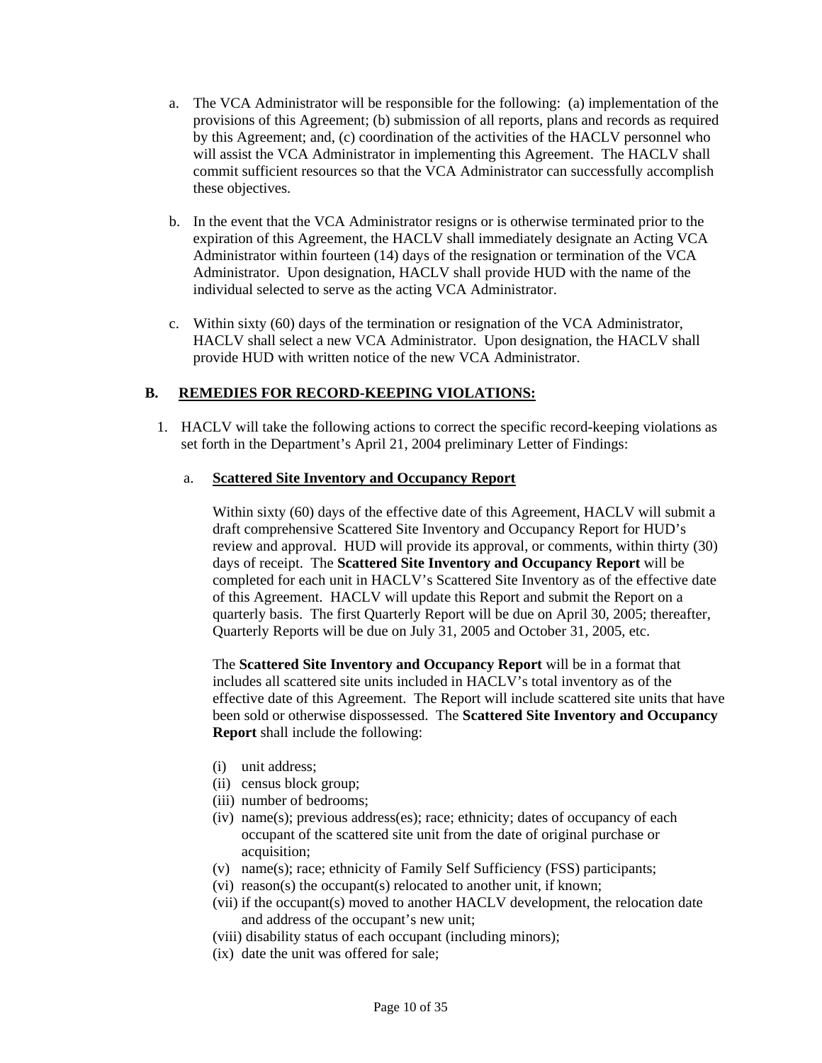a. The VCA Administrator will be responsible for the following: (a) implementation of the provisions of this Agreement; (b) submission of all reports, plans and records as required by this Agreement; and, (c) coordination of the activities of the HACLV personnel who will assist the VCA Administrator in implementing this Agreement. The HACLV shall commit sufficient resources so that the VCA Administrator can successfully accomplish these objectives.

b. In the event that the VCA Administrator resigns or is otherwise terminated prior to the expiration of this Agreement, the HACLV shall immediately designate an Acting VCA Administrator within fourteen (14) days of the resignation or termination of the VCA Administrator. Upon designation, HACLV shall provide HUD with the name of the individual selected to serve as the acting VCA Administrator.

c. Within sixty (60) days of the termination or resignation of the VCA Administrator, HACLV shall select a new VCA Administrator. Upon designation, the HACLV shall provide HUD with written notice of the new VCA Administrator.

## B. <u>REMEDIES FOR RECORD-KEEPING VIOLATIONS:</u>

1. HACLV will take the following actions to correct the specific record-keeping violations as set forth in the Department's April 21, 2004 preliminary Letter of Findings:

   a. **<u>Scattered Site Inventory and Occupancy Report</u>**

   Within sixty (60) days of the effective date of this Agreement, HACLV will submit a draft comprehensive Scattered Site Inventory and Occupancy Report for HUD's review and approval. HUD will provide its approval, or comments, within thirty (30) days of receipt. The **Scattered Site Inventory and Occupancy Report** will be completed for each unit in HACLV's Scattered Site Inventory as of the effective date of this Agreement. HACLV will update this Report and submit the Report on a quarterly basis. The first Quarterly Report will be due on April 30, 2005; thereafter, Quarterly Reports will be due on July 31, 2005 and October 31, 2005, etc.

   The **Scattered Site Inventory and Occupancy Report** will be in a format that includes all scattered site units included in HACLV's total inventory as of the effective date of this Agreement. The Report will include scattered site units that have been sold or otherwise dispossessed. The **Scattered Site Inventory and Occupancy Report** shall include the following:

   (i) unit address;
   (ii) census block group;
   (iii) number of bedrooms;
   (iv) name(s); previous address(es); race; ethnicity; dates of occupancy of each occupant of the scattered site unit from the date of original purchase or acquisition;
   (v) name(s); race; ethnicity of Family Self Sufficiency (FSS) participants;
   (vi) reason(s) the occupant(s) relocated to another unit, if known;
   (vii) if the occupant(s) moved to another HACLV development, the relocation date and address of the occupant's new unit;
   (viii) disability status of each occupant (including minors);
   (ix) date the unit was offered for sale;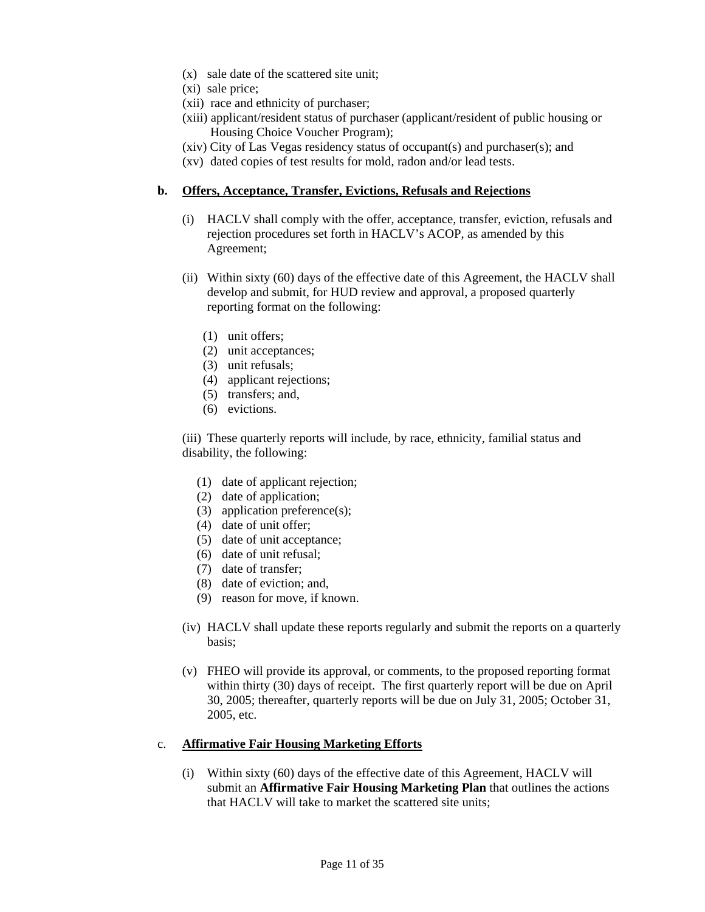(x) sale date of the scattered site unit;
(xi) sale price;
(xii) race and ethnicity of purchaser;
(xiii) applicant/resident status of purchaser (applicant/resident of public housing or Housing Choice Voucher Program);
(xiv) City of Las Vegas residency status of occupant(s) and purchaser(s); and
(xv) dated copies of test results for mold, radon and/or lead tests.

**b. <u>Offers, Acceptance, Transfer, Evictions, Refusals and Rejections</u>**

(i) HACLV shall comply with the offer, acceptance, transfer, eviction, refusals and rejection procedures set forth in HACLV's ACOP, as amended by this Agreement;

(ii) Within sixty (60) days of the effective date of this Agreement, the HACLV shall develop and submit, for HUD review and approval, a proposed quarterly reporting format on the following:

(1) unit offers;
(2) unit acceptances;
(3) unit refusals;
(4) applicant rejections;
(5) transfers; and,
(6) evictions.

(iii) These quarterly reports will include, by race, ethnicity, familial status and disability, the following:

(1) date of applicant rejection;
(2) date of application;
(3) application preference(s);
(4) date of unit offer;
(5) date of unit acceptance;
(6) date of unit refusal;
(7) date of transfer;
(8) date of eviction; and,
(9) reason for move, if known.

(iv) HACLV shall update these reports regularly and submit the reports on a quarterly basis;

(v) FHEO will provide its approval, or comments, to the proposed reporting format within thirty (30) days of receipt. The first quarterly report will be due on April 30, 2005; thereafter, quarterly reports will be due on July 31, 2005; October 31, 2005, etc.

c. **<u>Affirmative Fair Housing Marketing Efforts</u>**

(i) Within sixty (60) days of the effective date of this Agreement, HACLV will submit an **Affirmative Fair Housing Marketing Plan** that outlines the actions that HACLV will take to market the scattered site units;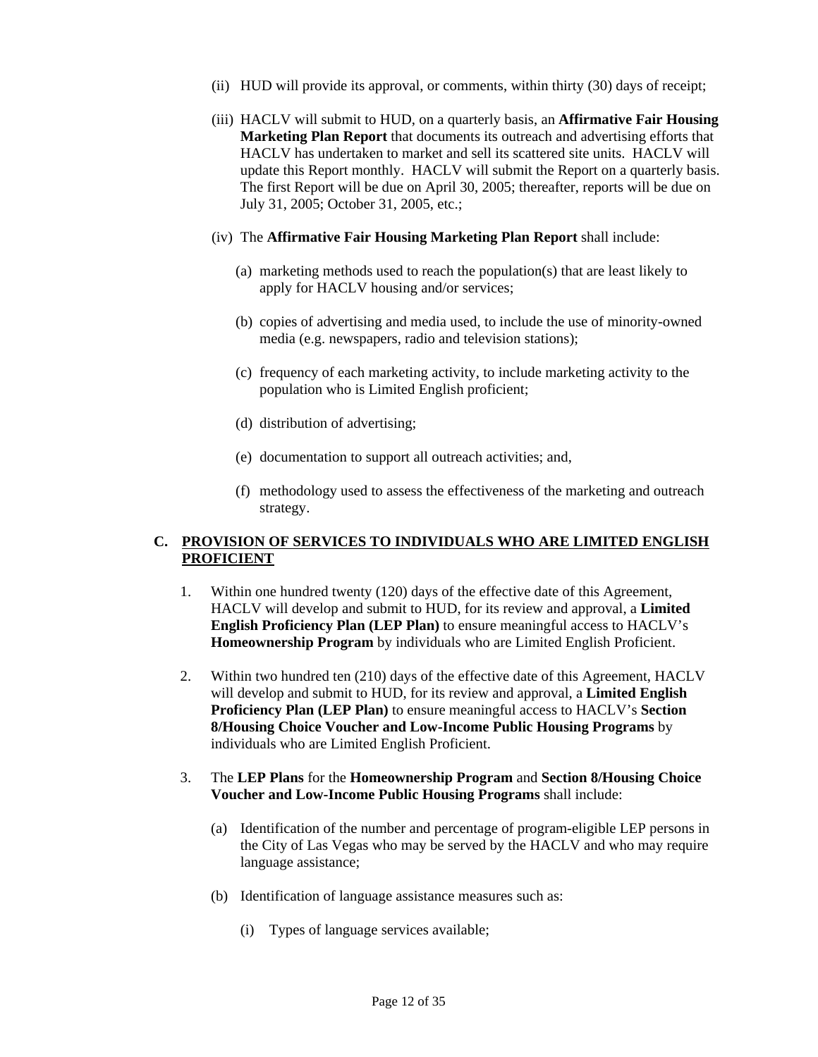(ii) HUD will provide its approval, or comments, within thirty (30) days of receipt;

(iii) HACLV will submit to HUD, on a quarterly basis, an **Affirmative Fair Housing Marketing Plan Report** that documents its outreach and advertising efforts that HACLV has undertaken to market and sell its scattered site units. HACLV will update this Report monthly. HACLV will submit the Report on a quarterly basis. The first Report will be due on April 30, 2005; thereafter, reports will be due on July 31, 2005; October 31, 2005, etc.;

(iv) The **Affirmative Fair Housing Marketing Plan Report** shall include:

(a) marketing methods used to reach the population(s) that are least likely to apply for HACLV housing and/or services;

(b) copies of advertising and media used, to include the use of minority-owned media (e.g. newspapers, radio and television stations);

(c) frequency of each marketing activity, to include marketing activity to the population who is Limited English proficient;

(d) distribution of advertising;

(e) documentation to support all outreach activities; and,

(f) methodology used to assess the effectiveness of the marketing and outreach strategy.

## C. PROVISION OF SERVICES TO INDIVIDUALS WHO ARE LIMITED ENGLISH PROFICIENT

1. Within one hundred twenty (120) days of the effective date of this Agreement, HACLV will develop and submit to HUD, for its review and approval, a **Limited English Proficiency Plan (LEP Plan)** to ensure meaningful access to HACLV's **Homeownership Program** by individuals who are Limited English Proficient.

2. Within two hundred ten (210) days of the effective date of this Agreement, HACLV will develop and submit to HUD, for its review and approval, a **Limited English Proficiency Plan (LEP Plan)** to ensure meaningful access to HACLV's **Section 8/Housing Choice Voucher and Low-Income Public Housing Programs** by individuals who are Limited English Proficient.

3. The **LEP Plans** for the **Homeownership Program** and **Section 8/Housing Choice Voucher and Low-Income Public Housing Programs** shall include:

(a) Identification of the number and percentage of program-eligible LEP persons in the City of Las Vegas who may be served by the HACLV and who may require language assistance;

(b) Identification of language assistance measures such as:

(i) Types of language services available;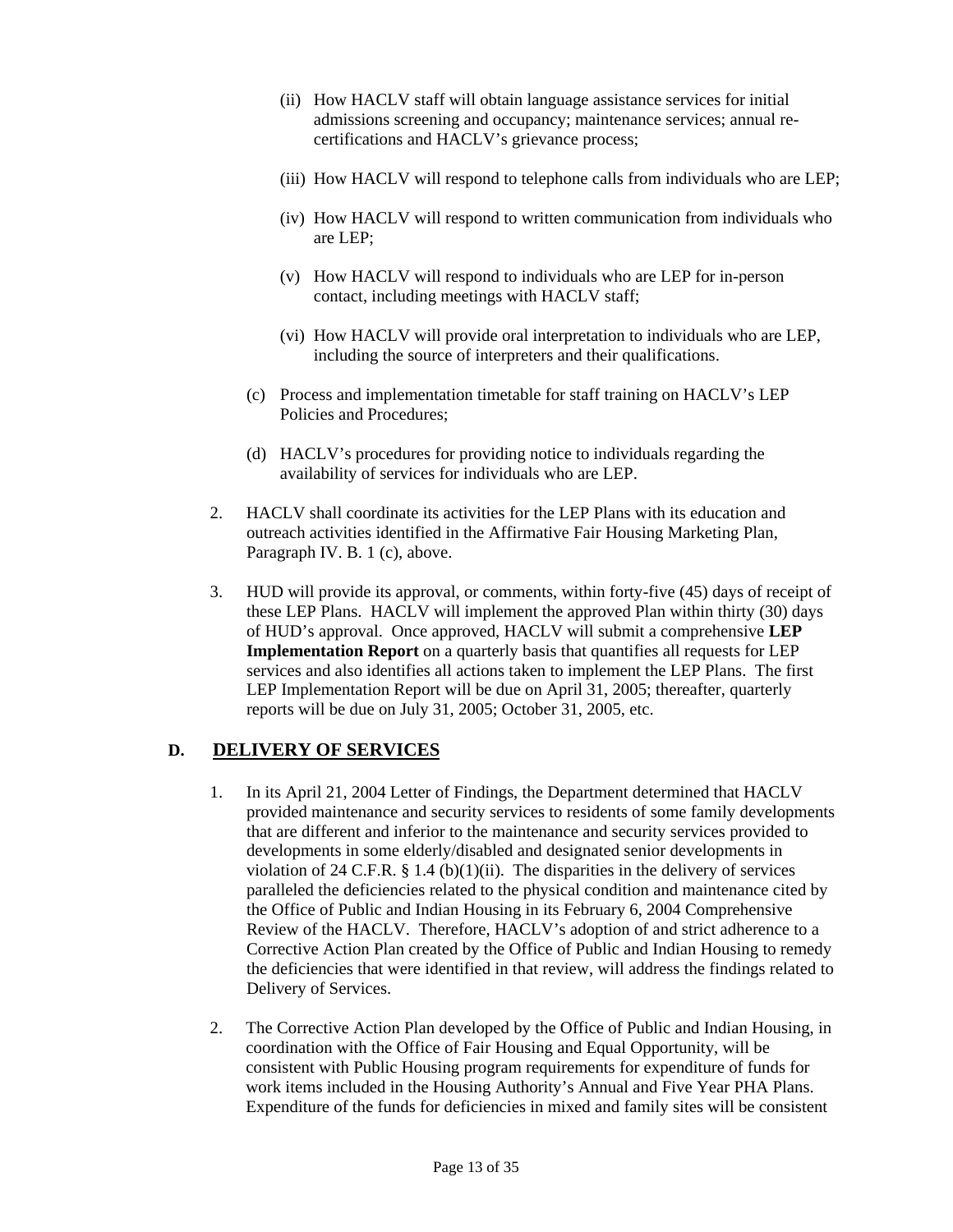(ii) How HACLV staff will obtain language assistance services for initial admissions screening and occupancy; maintenance services; annual re-certifications and HACLV's grievance process;

(iii) How HACLV will respond to telephone calls from individuals who are LEP;

(iv) How HACLV will respond to written communication from individuals who are LEP;

(v) How HACLV will respond to individuals who are LEP for in-person contact, including meetings with HACLV staff;

(vi) How HACLV will provide oral interpretation to individuals who are LEP, including the source of interpreters and their qualifications.

(c) Process and implementation timetable for staff training on HACLV's LEP Policies and Procedures;

(d) HACLV's procedures for providing notice to individuals regarding the availability of services for individuals who are LEP.

2. HACLV shall coordinate its activities for the LEP Plans with its education and outreach activities identified in the Affirmative Fair Housing Marketing Plan, Paragraph IV. B. 1 (c), above.

3. HUD will provide its approval, or comments, within forty-five (45) days of receipt of these LEP Plans. HACLV will implement the approved Plan within thirty (30) days of HUD's approval. Once approved, HACLV will submit a comprehensive **LEP Implementation Report** on a quarterly basis that quantifies all requests for LEP services and also identifies all actions taken to implement the LEP Plans. The first LEP Implementation Report will be due on April 31, 2005; thereafter, quarterly reports will be due on July 31, 2005; October 31, 2005, etc.

## D. <u>DELIVERY OF SERVICES</u>

1. In its April 21, 2004 Letter of Findings, the Department determined that HACLV provided maintenance and security services to residents of some family developments that are different and inferior to the maintenance and security services provided to developments in some elderly/disabled and designated senior developments in violation of 24 C.F.R. § 1.4 (b)(1)(ii). The disparities in the delivery of services paralleled the deficiencies related to the physical condition and maintenance cited by the Office of Public and Indian Housing in its February 6, 2004 Comprehensive Review of the HACLV. Therefore, HACLV's adoption of and strict adherence to a Corrective Action Plan created by the Office of Public and Indian Housing to remedy the deficiencies that were identified in that review, will address the findings related to Delivery of Services.

2. The Corrective Action Plan developed by the Office of Public and Indian Housing, in coordination with the Office of Fair Housing and Equal Opportunity, will be consistent with Public Housing program requirements for expenditure of funds for work items included in the Housing Authority's Annual and Five Year PHA Plans. Expenditure of the funds for deficiencies in mixed and family sites will be consistent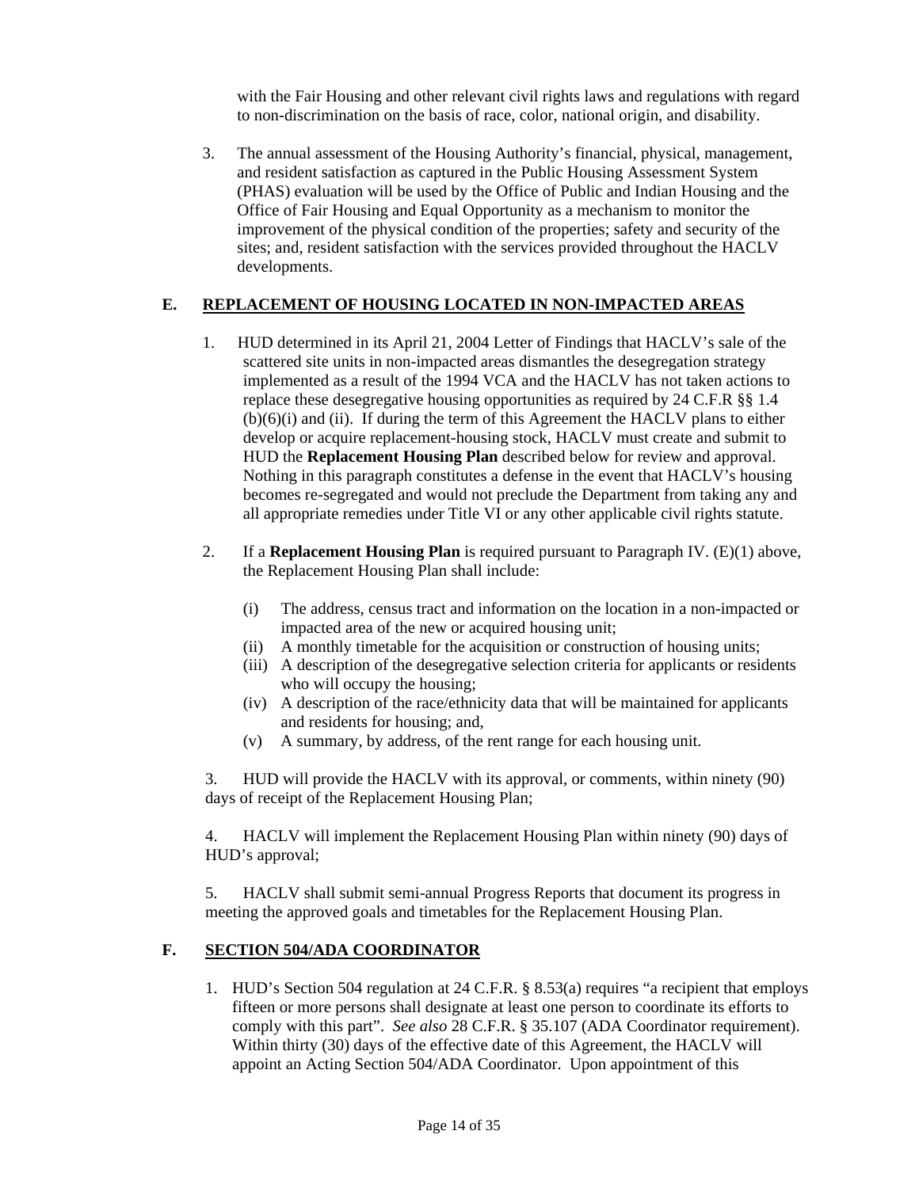with the Fair Housing and other relevant civil rights laws and regulations with regard to non-discrimination on the basis of race, color, national origin, and disability.

3. The annual assessment of the Housing Authority's financial, physical, management, and resident satisfaction as captured in the Public Housing Assessment System (PHAS) evaluation will be used by the Office of Public and Indian Housing and the Office of Fair Housing and Equal Opportunity as a mechanism to monitor the improvement of the physical condition of the properties; safety and security of the sites; and, resident satisfaction with the services provided throughout the HACLV developments.

## E. REPLACEMENT OF HOUSING LOCATED IN NON-IMPACTED AREAS

1. HUD determined in its April 21, 2004 Letter of Findings that HACLV's sale of the scattered site units in non-impacted areas dismantles the desegregation strategy implemented as a result of the 1994 VCA and the HACLV has not taken actions to replace these desegregative housing opportunities as required by 24 C.F.R §§ 1.4 (b)(6)(i) and (ii). If during the term of this Agreement the HACLV plans to either develop or acquire replacement-housing stock, HACLV must create and submit to HUD the **Replacement Housing Plan** described below for review and approval. Nothing in this paragraph constitutes a defense in the event that HACLV's housing becomes re-segregated and would not preclude the Department from taking any and all appropriate remedies under Title VI or any other applicable civil rights statute.

2. If a **Replacement Housing Plan** is required pursuant to Paragraph IV. (E)(1) above, the Replacement Housing Plan shall include:

   (i) The address, census tract and information on the location in a non-impacted or impacted area of the new or acquired housing unit;
   (ii) A monthly timetable for the acquisition or construction of housing units;
   (iii) A description of the desegregative selection criteria for applicants or residents who will occupy the housing;
   (iv) A description of the race/ethnicity data that will be maintained for applicants and residents for housing; and,
   (v) A summary, by address, of the rent range for each housing unit.

3. HUD will provide the HACLV with its approval, or comments, within ninety (90) days of receipt of the Replacement Housing Plan;

4. HACLV will implement the Replacement Housing Plan within ninety (90) days of HUD's approval;

5. HACLV shall submit semi-annual Progress Reports that document its progress in meeting the approved goals and timetables for the Replacement Housing Plan.

## F. SECTION 504/ADA COORDINATOR

1. HUD's Section 504 regulation at 24 C.F.R. § 8.53(a) requires "a recipient that employs fifteen or more persons shall designate at least one person to coordinate its efforts to comply with this part". *See also* 28 C.F.R. § 35.107 (ADA Coordinator requirement). Within thirty (30) days of the effective date of this Agreement, the HACLV will appoint an Acting Section 504/ADA Coordinator. Upon appointment of this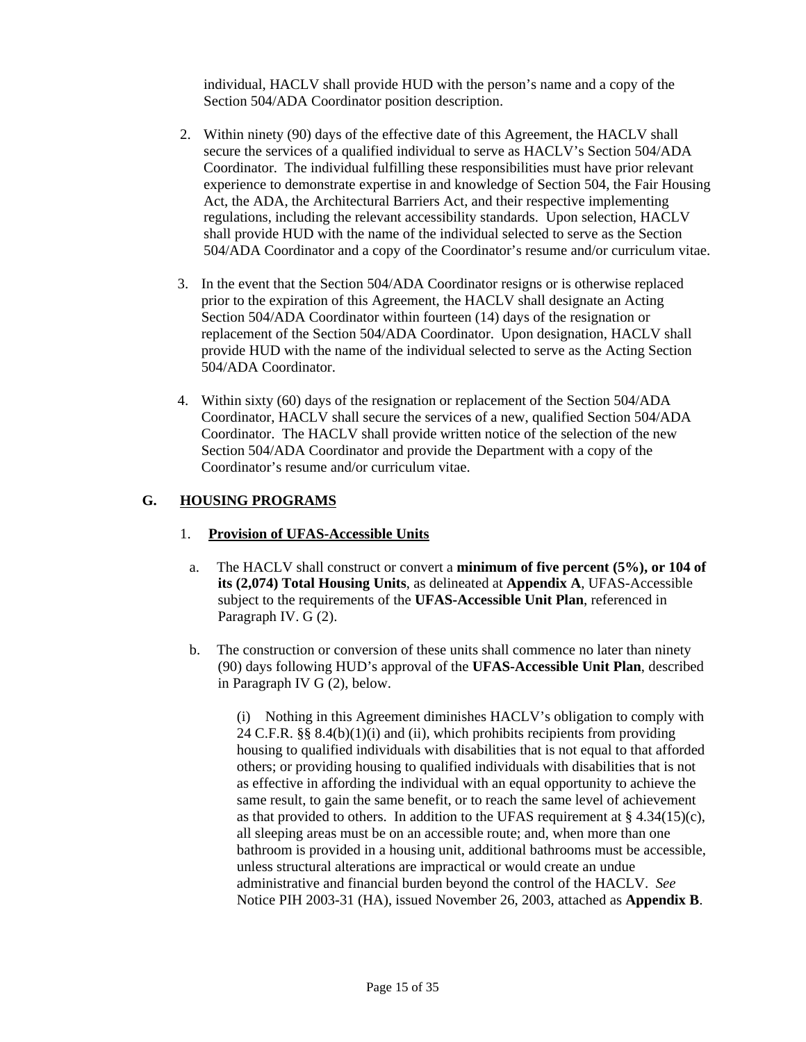individual, HACLV shall provide HUD with the person's name and a copy of the Section 504/ADA Coordinator position description.

2. Within ninety (90) days of the effective date of this Agreement, the HACLV shall secure the services of a qualified individual to serve as HACLV's Section 504/ADA Coordinator. The individual fulfilling these responsibilities must have prior relevant experience to demonstrate expertise in and knowledge of Section 504, the Fair Housing Act, the ADA, the Architectural Barriers Act, and their respective implementing regulations, including the relevant accessibility standards. Upon selection, HACLV shall provide HUD with the name of the individual selected to serve as the Section 504/ADA Coordinator and a copy of the Coordinator's resume and/or curriculum vitae.

3. In the event that the Section 504/ADA Coordinator resigns or is otherwise replaced prior to the expiration of this Agreement, the HACLV shall designate an Acting Section 504/ADA Coordinator within fourteen (14) days of the resignation or replacement of the Section 504/ADA Coordinator. Upon designation, HACLV shall provide HUD with the name of the individual selected to serve as the Acting Section 504/ADA Coordinator.

4. Within sixty (60) days of the resignation or replacement of the Section 504/ADA Coordinator, HACLV shall secure the services of a new, qualified Section 504/ADA Coordinator. The HACLV shall provide written notice of the selection of the new Section 504/ADA Coordinator and provide the Department with a copy of the Coordinator's resume and/or curriculum vitae.

## G. <u>HOUSING PROGRAMS</u>

### 1. <u>Provision of UFAS-Accessible Units</u>

a. The HACLV shall construct or convert a **minimum of five percent (5%), or 104 of its (2,074) Total Housing Units**, as delineated at **Appendix A**, UFAS-Accessible subject to the requirements of the **UFAS-Accessible Unit Plan**, referenced in Paragraph IV. G (2).

b. The construction or conversion of these units shall commence no later than ninety (90) days following HUD's approval of the **UFAS-Accessible Unit Plan**, described in Paragraph IV G (2), below.

(i) Nothing in this Agreement diminishes HACLV's obligation to comply with 24 C.F.R. §§ 8.4(b)(1)(i) and (ii), which prohibits recipients from providing housing to qualified individuals with disabilities that is not equal to that afforded others; or providing housing to qualified individuals with disabilities that is not as effective in affording the individual with an equal opportunity to achieve the same result, to gain the same benefit, or to reach the same level of achievement as that provided to others. In addition to the UFAS requirement at § 4.34(15)(c), all sleeping areas must be on an accessible route; and, when more than one bathroom is provided in a housing unit, additional bathrooms must be accessible, unless structural alterations are impractical or would create an undue administrative and financial burden beyond the control of the HACLV. *See* Notice PIH 2003-31 (HA), issued November 26, 2003, attached as **Appendix B**.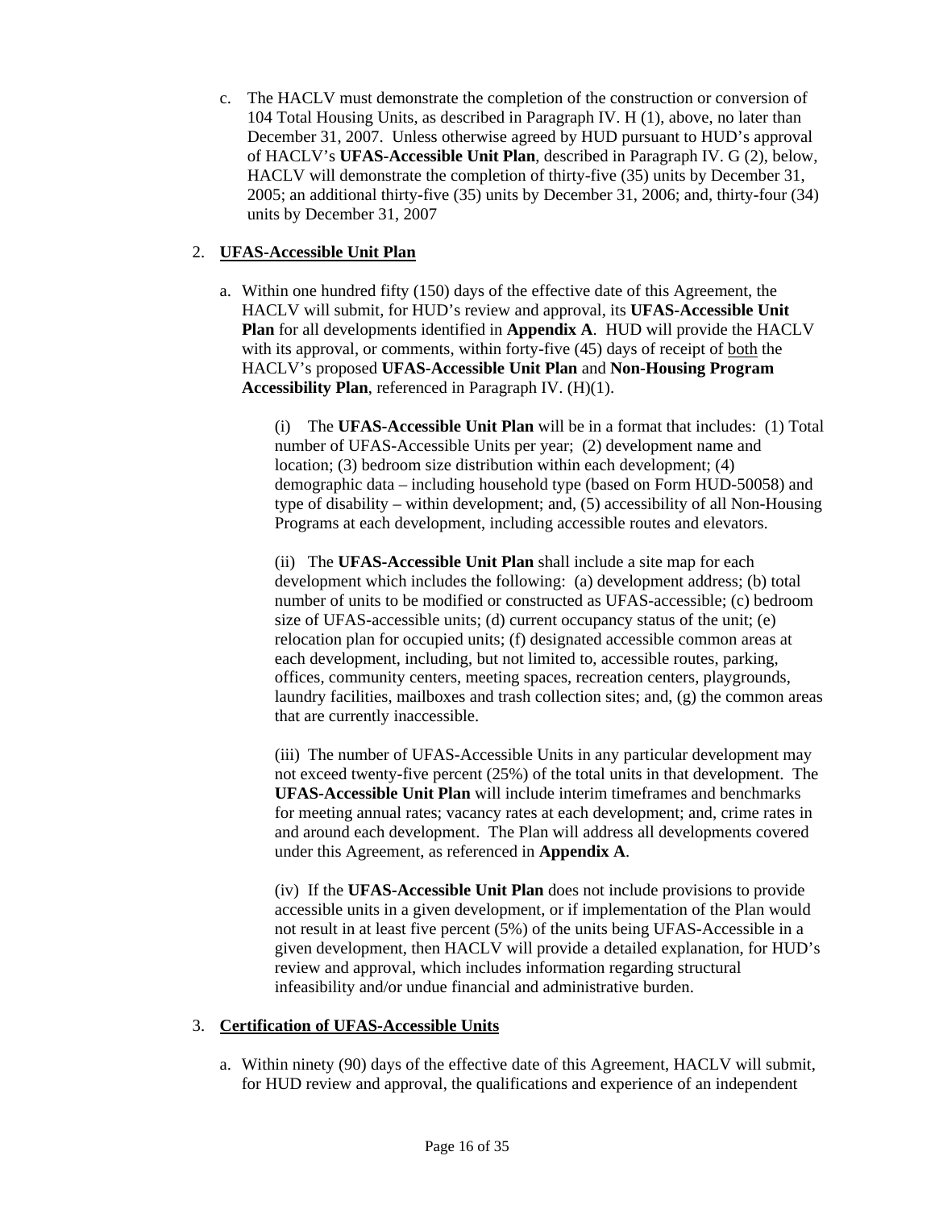c. The HACLV must demonstrate the completion of the construction or conversion of 104 Total Housing Units, as described in Paragraph IV. H (1), above, no later than December 31, 2007. Unless otherwise agreed by HUD pursuant to HUD's approval of HACLV's **UFAS-Accessible Unit Plan**, described in Paragraph IV. G (2), below, HACLV will demonstrate the completion of thirty-five (35) units by December 31, 2005; an additional thirty-five (35) units by December 31, 2006; and, thirty-four (34) units by December 31, 2007

2. **UFAS-Accessible Unit Plan**

a. Within one hundred fifty (150) days of the effective date of this Agreement, the HACLV will submit, for HUD's review and approval, its **UFAS-Accessible Unit Plan** for all developments identified in **Appendix A**. HUD will provide the HACLV with its approval, or comments, within forty-five (45) days of receipt of <u>both</u> the HACLV's proposed **UFAS-Accessible Unit Plan** and **Non-Housing Program Accessibility Plan**, referenced in Paragraph IV. (H)(1).

(i) The **UFAS-Accessible Unit Plan** will be in a format that includes: (1) Total number of UFAS-Accessible Units per year; (2) development name and location; (3) bedroom size distribution within each development; (4) demographic data – including household type (based on Form HUD-50058) and type of disability – within development; and, (5) accessibility of all Non-Housing Programs at each development, including accessible routes and elevators.

(ii) The **UFAS-Accessible Unit Plan** shall include a site map for each development which includes the following: (a) development address; (b) total number of units to be modified or constructed as UFAS-accessible; (c) bedroom size of UFAS-accessible units; (d) current occupancy status of the unit; (e) relocation plan for occupied units; (f) designated accessible common areas at each development, including, but not limited to, accessible routes, parking, offices, community centers, meeting spaces, recreation centers, playgrounds, laundry facilities, mailboxes and trash collection sites; and, (g) the common areas that are currently inaccessible.

(iii) The number of UFAS-Accessible Units in any particular development may not exceed twenty-five percent (25%) of the total units in that development. The **UFAS-Accessible Unit Plan** will include interim timeframes and benchmarks for meeting annual rates; vacancy rates at each development; and, crime rates in and around each development. The Plan will address all developments covered under this Agreement, as referenced in **Appendix A**.

(iv) If the **UFAS-Accessible Unit Plan** does not include provisions to provide accessible units in a given development, or if implementation of the Plan would not result in at least five percent (5%) of the units being UFAS-Accessible in a given development, then HACLV will provide a detailed explanation, for HUD's review and approval, which includes information regarding structural infeasibility and/or undue financial and administrative burden.

3. **Certification of UFAS-Accessible Units**

a. Within ninety (90) days of the effective date of this Agreement, HACLV will submit, for HUD review and approval, the qualifications and experience of an independent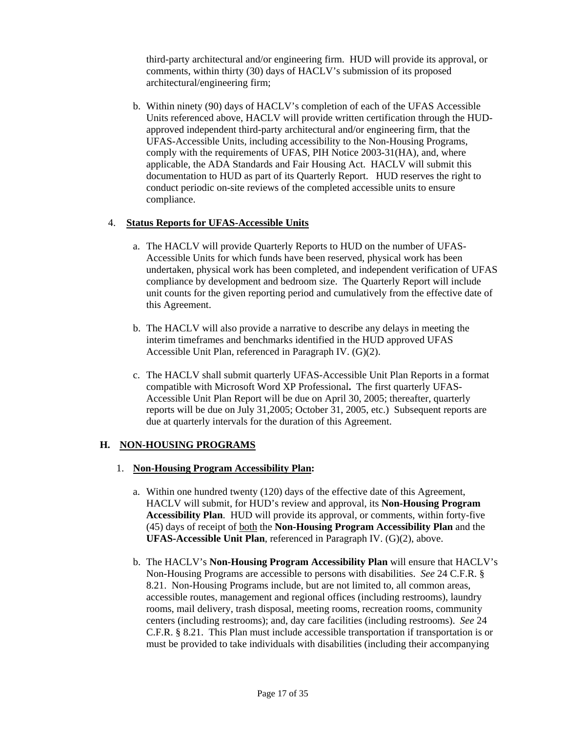third-party architectural and/or engineering firm. HUD will provide its approval, or comments, within thirty (30) days of HACLV's submission of its proposed architectural/engineering firm;

b. Within ninety (90) days of HACLV's completion of each of the UFAS Accessible Units referenced above, HACLV will provide written certification through the HUD-approved independent third-party architectural and/or engineering firm, that the UFAS-Accessible Units, including accessibility to the Non-Housing Programs, comply with the requirements of UFAS, PIH Notice 2003-31(HA), and, where applicable, the ADA Standards and Fair Housing Act. HACLV will submit this documentation to HUD as part of its Quarterly Report. HUD reserves the right to conduct periodic on-site reviews of the completed accessible units to ensure compliance.

4. **Status Reports for UFAS-Accessible Units**

a. The HACLV will provide Quarterly Reports to HUD on the number of UFAS-Accessible Units for which funds have been reserved, physical work has been undertaken, physical work has been completed, and independent verification of UFAS compliance by development and bedroom size. The Quarterly Report will include unit counts for the given reporting period and cumulatively from the effective date of this Agreement.

b. The HACLV will also provide a narrative to describe any delays in meeting the interim timeframes and benchmarks identified in the HUD approved UFAS Accessible Unit Plan, referenced in Paragraph IV. (G)(2).

c. The HACLV shall submit quarterly UFAS-Accessible Unit Plan Reports in a format compatible with Microsoft Word XP Professional**.** The first quarterly UFAS-Accessible Unit Plan Report will be due on April 30, 2005; thereafter, quarterly reports will be due on July 31,2005; October 31, 2005, etc.) Subsequent reports are due at quarterly intervals for the duration of this Agreement.

## H. NON-HOUSING PROGRAMS

1. **Non-Housing Program Accessibility Plan:**

a. Within one hundred twenty (120) days of the effective date of this Agreement, HACLV will submit, for HUD's review and approval, its **Non-Housing Program Accessibility Plan**. HUD will provide its approval, or comments, within forty-five (45) days of receipt of both the **Non-Housing Program Accessibility Plan** and the **UFAS-Accessible Unit Plan**, referenced in Paragraph IV. (G)(2), above.

b. The HACLV's **Non-Housing Program Accessibility Plan** will ensure that HACLV's Non-Housing Programs are accessible to persons with disabilities. *See* 24 C.F.R. § 8.21. Non-Housing Programs include, but are not limited to, all common areas, accessible routes, management and regional offices (including restrooms), laundry rooms, mail delivery, trash disposal, meeting rooms, recreation rooms, community centers (including restrooms); and, day care facilities (including restrooms). *See* 24 C.F.R. § 8.21. This Plan must include accessible transportation if transportation is or must be provided to take individuals with disabilities (including their accompanying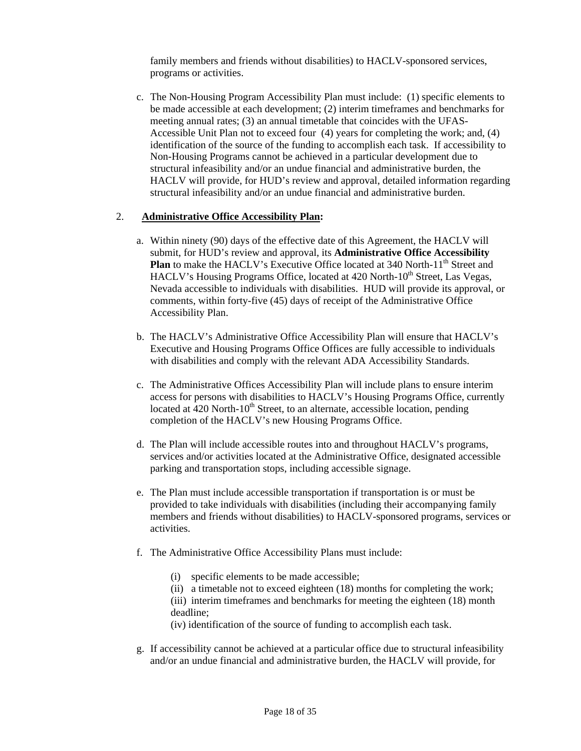family members and friends without disabilities) to HACLV-sponsored services, programs or activities.

c. The Non-Housing Program Accessibility Plan must include: (1) specific elements to be made accessible at each development; (2) interim timeframes and benchmarks for meeting annual rates; (3) an annual timetable that coincides with the UFAS-Accessible Unit Plan not to exceed four (4) years for completing the work; and, (4) identification of the source of the funding to accomplish each task. If accessibility to Non-Housing Programs cannot be achieved in a particular development due to structural infeasibility and/or an undue financial and administrative burden, the HACLV will provide, for HUD's review and approval, detailed information regarding structural infeasibility and/or an undue financial and administrative burden.

2. **Administrative Office Accessibility Plan:**

a. Within ninety (90) days of the effective date of this Agreement, the HACLV will submit, for HUD's review and approval, its **Administrative Office Accessibility Plan** to make the HACLV's Executive Office located at 340 North-11th Street and HACLV's Housing Programs Office, located at 420 North-10th Street, Las Vegas, Nevada accessible to individuals with disabilities. HUD will provide its approval, or comments, within forty-five (45) days of receipt of the Administrative Office Accessibility Plan.

b. The HACLV's Administrative Office Accessibility Plan will ensure that HACLV's Executive and Housing Programs Office Offices are fully accessible to individuals with disabilities and comply with the relevant ADA Accessibility Standards.

c. The Administrative Offices Accessibility Plan will include plans to ensure interim access for persons with disabilities to HACLV's Housing Programs Office, currently located at 420 North-10th Street, to an alternate, accessible location, pending completion of the HACLV's new Housing Programs Office.

d. The Plan will include accessible routes into and throughout HACLV's programs, services and/or activities located at the Administrative Office, designated accessible parking and transportation stops, including accessible signage.

e. The Plan must include accessible transportation if transportation is or must be provided to take individuals with disabilities (including their accompanying family members and friends without disabilities) to HACLV-sponsored programs, services or activities.

f. The Administrative Office Accessibility Plans must include:

(i) specific elements to be made accessible;
(ii) a timetable not to exceed eighteen (18) months for completing the work;
(iii) interim timeframes and benchmarks for meeting the eighteen (18) month deadline;
(iv) identification of the source of funding to accomplish each task.

g. If accessibility cannot be achieved at a particular office due to structural infeasibility and/or an undue financial and administrative burden, the HACLV will provide, for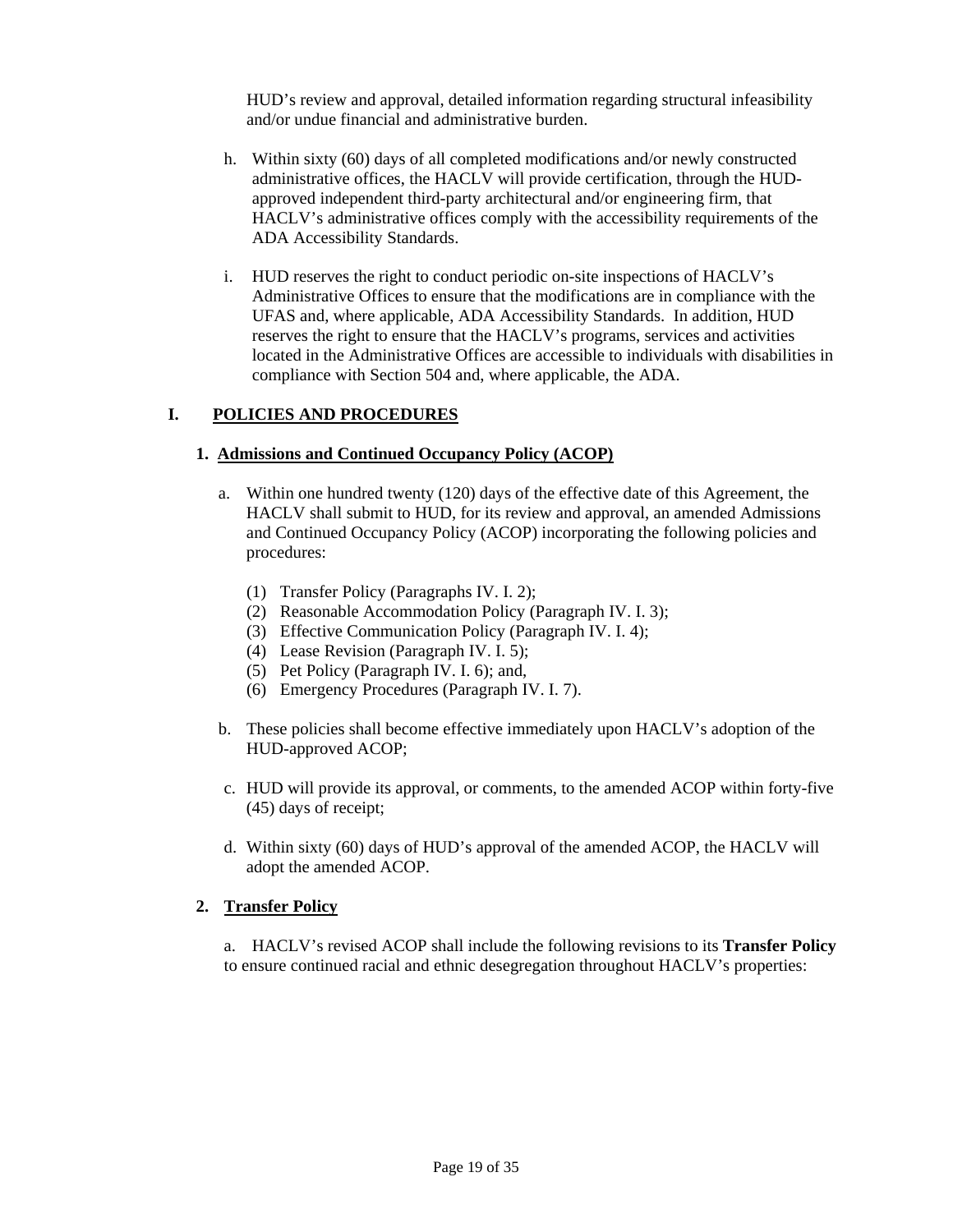HUD's review and approval, detailed information regarding structural infeasibility and/or undue financial and administrative burden.

h. Within sixty (60) days of all completed modifications and/or newly constructed administrative offices, the HACLV will provide certification, through the HUD-approved independent third-party architectural and/or engineering firm, that HACLV's administrative offices comply with the accessibility requirements of the ADA Accessibility Standards.

i. HUD reserves the right to conduct periodic on-site inspections of HACLV's Administrative Offices to ensure that the modifications are in compliance with the UFAS and, where applicable, ADA Accessibility Standards. In addition, HUD reserves the right to ensure that the HACLV's programs, services and activities located in the Administrative Offices are accessible to individuals with disabilities in compliance with Section 504 and, where applicable, the ADA.

## I. POLICIES AND PROCEDURES

### 1. Admissions and Continued Occupancy Policy (ACOP)

a. Within one hundred twenty (120) days of the effective date of this Agreement, the HACLV shall submit to HUD, for its review and approval, an amended Admissions and Continued Occupancy Policy (ACOP) incorporating the following policies and procedures:

(1) Transfer Policy (Paragraphs IV. I. 2);
(2) Reasonable Accommodation Policy (Paragraph IV. I. 3);
(3) Effective Communication Policy (Paragraph IV. I. 4);
(4) Lease Revision (Paragraph IV. I. 5);
(5) Pet Policy (Paragraph IV. I. 6); and,
(6) Emergency Procedures (Paragraph IV. I. 7).

b. These policies shall become effective immediately upon HACLV's adoption of the HUD-approved ACOP;

c. HUD will provide its approval, or comments, to the amended ACOP within forty-five (45) days of receipt;

d. Within sixty (60) days of HUD's approval of the amended ACOP, the HACLV will adopt the amended ACOP.

### 2. Transfer Policy

a. HACLV's revised ACOP shall include the following revisions to its **Transfer Policy** to ensure continued racial and ethnic desegregation throughout HACLV's properties: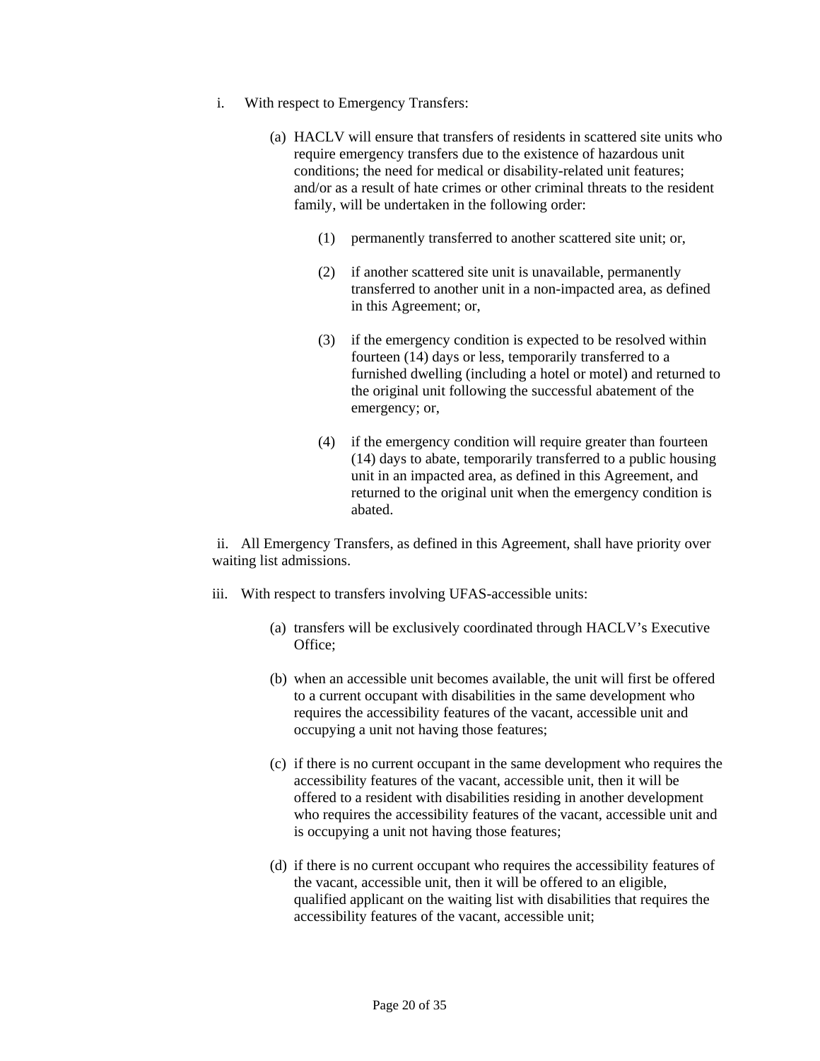i. With respect to Emergency Transfers:

   (a) HACLV will ensure that transfers of residents in scattered site units who require emergency transfers due to the existence of hazardous unit conditions; the need for medical or disability-related unit features; and/or as a result of hate crimes or other criminal threats to the resident family, will be undertaken in the following order:

      (1) permanently transferred to another scattered site unit; or,

      (2) if another scattered site unit is unavailable, permanently transferred to another unit in a non-impacted area, as defined in this Agreement; or,

      (3) if the emergency condition is expected to be resolved within fourteen (14) days or less, temporarily transferred to a furnished dwelling (including a hotel or motel) and returned to the original unit following the successful abatement of the emergency; or,

      (4) if the emergency condition will require greater than fourteen (14) days to abate, temporarily transferred to a public housing unit in an impacted area, as defined in this Agreement, and returned to the original unit when the emergency condition is abated.

ii. All Emergency Transfers, as defined in this Agreement, shall have priority over waiting list admissions.

iii. With respect to transfers involving UFAS-accessible units:

   (a) transfers will be exclusively coordinated through HACLV's Executive Office;

   (b) when an accessible unit becomes available, the unit will first be offered to a current occupant with disabilities in the same development who requires the accessibility features of the vacant, accessible unit and occupying a unit not having those features;

   (c) if there is no current occupant in the same development who requires the accessibility features of the vacant, accessible unit, then it will be offered to a resident with disabilities residing in another development who requires the accessibility features of the vacant, accessible unit and is occupying a unit not having those features;

   (d) if there is no current occupant who requires the accessibility features of the vacant, accessible unit, then it will be offered to an eligible, qualified applicant on the waiting list with disabilities that requires the accessibility features of the vacant, accessible unit;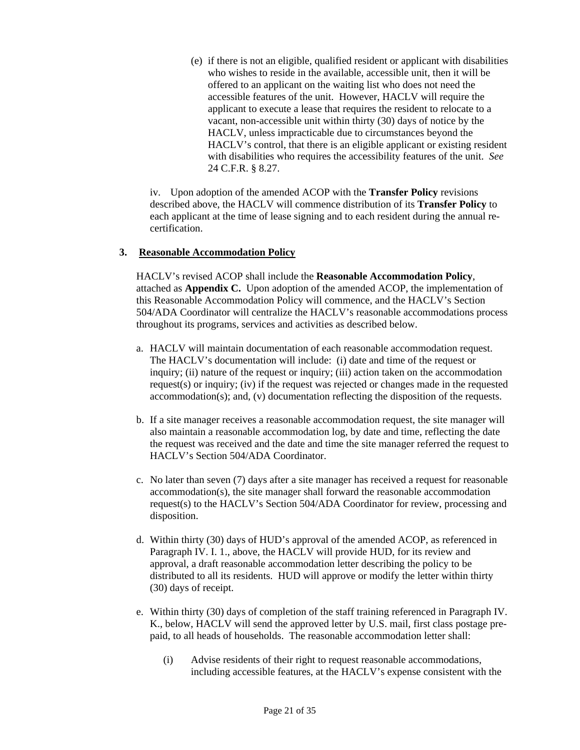(e) if there is not an eligible, qualified resident or applicant with disabilities who wishes to reside in the available, accessible unit, then it will be offered to an applicant on the waiting list who does not need the accessible features of the unit. However, HACLV will require the applicant to execute a lease that requires the resident to relocate to a vacant, non-accessible unit within thirty (30) days of notice by the HACLV, unless impracticable due to circumstances beyond the HACLV's control, that there is an eligible applicant or existing resident with disabilities who requires the accessibility features of the unit. *See* 24 C.F.R. § 8.27.

iv. Upon adoption of the amended ACOP with the **Transfer Policy** revisions described above, the HACLV will commence distribution of its **Transfer Policy** to each applicant at the time of lease signing and to each resident during the annual re-certification.

**3. Reasonable Accommodation Policy**

HACLV's revised ACOP shall include the **Reasonable Accommodation Policy**, attached as **Appendix C.** Upon adoption of the amended ACOP, the implementation of this Reasonable Accommodation Policy will commence, and the HACLV's Section 504/ADA Coordinator will centralize the HACLV's reasonable accommodations process throughout its programs, services and activities as described below.

a. HACLV will maintain documentation of each reasonable accommodation request. The HACLV's documentation will include: (i) date and time of the request or inquiry; (ii) nature of the request or inquiry; (iii) action taken on the accommodation request(s) or inquiry; (iv) if the request was rejected or changes made in the requested accommodation(s); and, (v) documentation reflecting the disposition of the requests.

b. If a site manager receives a reasonable accommodation request, the site manager will also maintain a reasonable accommodation log, by date and time, reflecting the date the request was received and the date and time the site manager referred the request to HACLV's Section 504/ADA Coordinator.

c. No later than seven (7) days after a site manager has received a request for reasonable accommodation(s), the site manager shall forward the reasonable accommodation request(s) to the HACLV's Section 504/ADA Coordinator for review, processing and disposition.

d. Within thirty (30) days of HUD's approval of the amended ACOP, as referenced in Paragraph IV. I. 1., above, the HACLV will provide HUD, for its review and approval, a draft reasonable accommodation letter describing the policy to be distributed to all its residents. HUD will approve or modify the letter within thirty (30) days of receipt.

e. Within thirty (30) days of completion of the staff training referenced in Paragraph IV. K., below, HACLV will send the approved letter by U.S. mail, first class postage pre-paid, to all heads of households. The reasonable accommodation letter shall:

   (i) Advise residents of their right to request reasonable accommodations, including accessible features, at the HACLV's expense consistent with the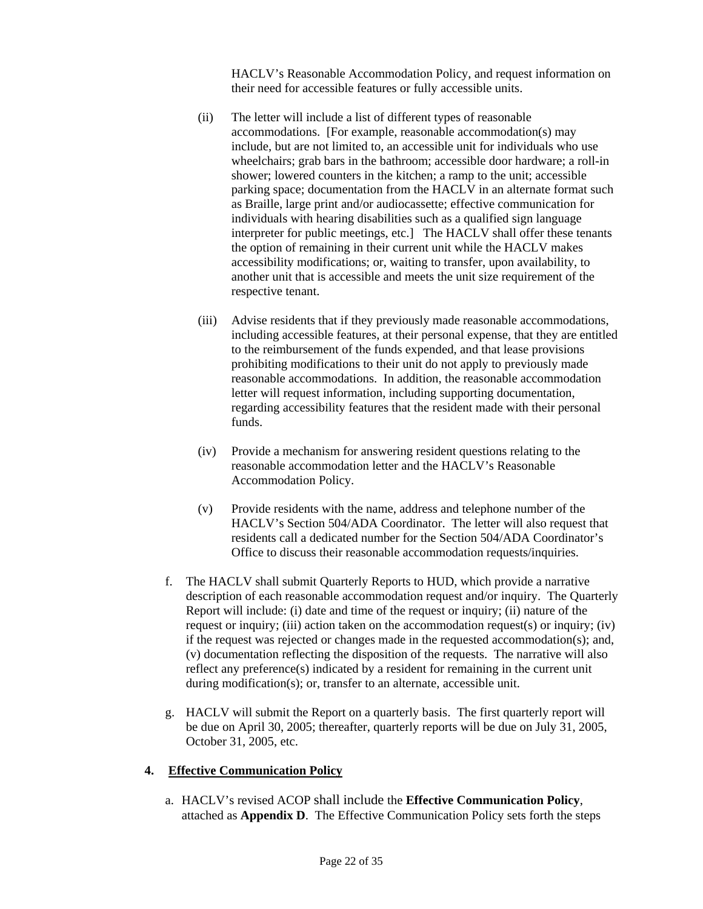HACLV's Reasonable Accommodation Policy, and request information on their need for accessible features or fully accessible units.

(ii) The letter will include a list of different types of reasonable accommodations. [For example, reasonable accommodation(s) may include, but are not limited to, an accessible unit for individuals who use wheelchairs; grab bars in the bathroom; accessible door hardware; a roll-in shower; lowered counters in the kitchen; a ramp to the unit; accessible parking space; documentation from the HACLV in an alternate format such as Braille, large print and/or audiocassette; effective communication for individuals with hearing disabilities such as a qualified sign language interpreter for public meetings, etc.] The HACLV shall offer these tenants the option of remaining in their current unit while the HACLV makes accessibility modifications; or, waiting to transfer, upon availability, to another unit that is accessible and meets the unit size requirement of the respective tenant.

(iii) Advise residents that if they previously made reasonable accommodations, including accessible features, at their personal expense, that they are entitled to the reimbursement of the funds expended, and that lease provisions prohibiting modifications to their unit do not apply to previously made reasonable accommodations. In addition, the reasonable accommodation letter will request information, including supporting documentation, regarding accessibility features that the resident made with their personal funds.

(iv) Provide a mechanism for answering resident questions relating to the reasonable accommodation letter and the HACLV's Reasonable Accommodation Policy.

(v) Provide residents with the name, address and telephone number of the HACLV's Section 504/ADA Coordinator. The letter will also request that residents call a dedicated number for the Section 504/ADA Coordinator's Office to discuss their reasonable accommodation requests/inquiries.

f. The HACLV shall submit Quarterly Reports to HUD, which provide a narrative description of each reasonable accommodation request and/or inquiry. The Quarterly Report will include: (i) date and time of the request or inquiry; (ii) nature of the request or inquiry; (iii) action taken on the accommodation request(s) or inquiry; (iv) if the request was rejected or changes made in the requested accommodation(s); and, (v) documentation reflecting the disposition of the requests. The narrative will also reflect any preference(s) indicated by a resident for remaining in the current unit during modification(s); or, transfer to an alternate, accessible unit.

g. HACLV will submit the Report on a quarterly basis. The first quarterly report will be due on April 30, 2005; thereafter, quarterly reports will be due on July 31, 2005, October 31, 2005, etc.

## 4. Effective Communication Policy

a. HACLV's revised ACOP shall include the **Effective Communication Policy**, attached as **Appendix D**. The Effective Communication Policy sets forth the steps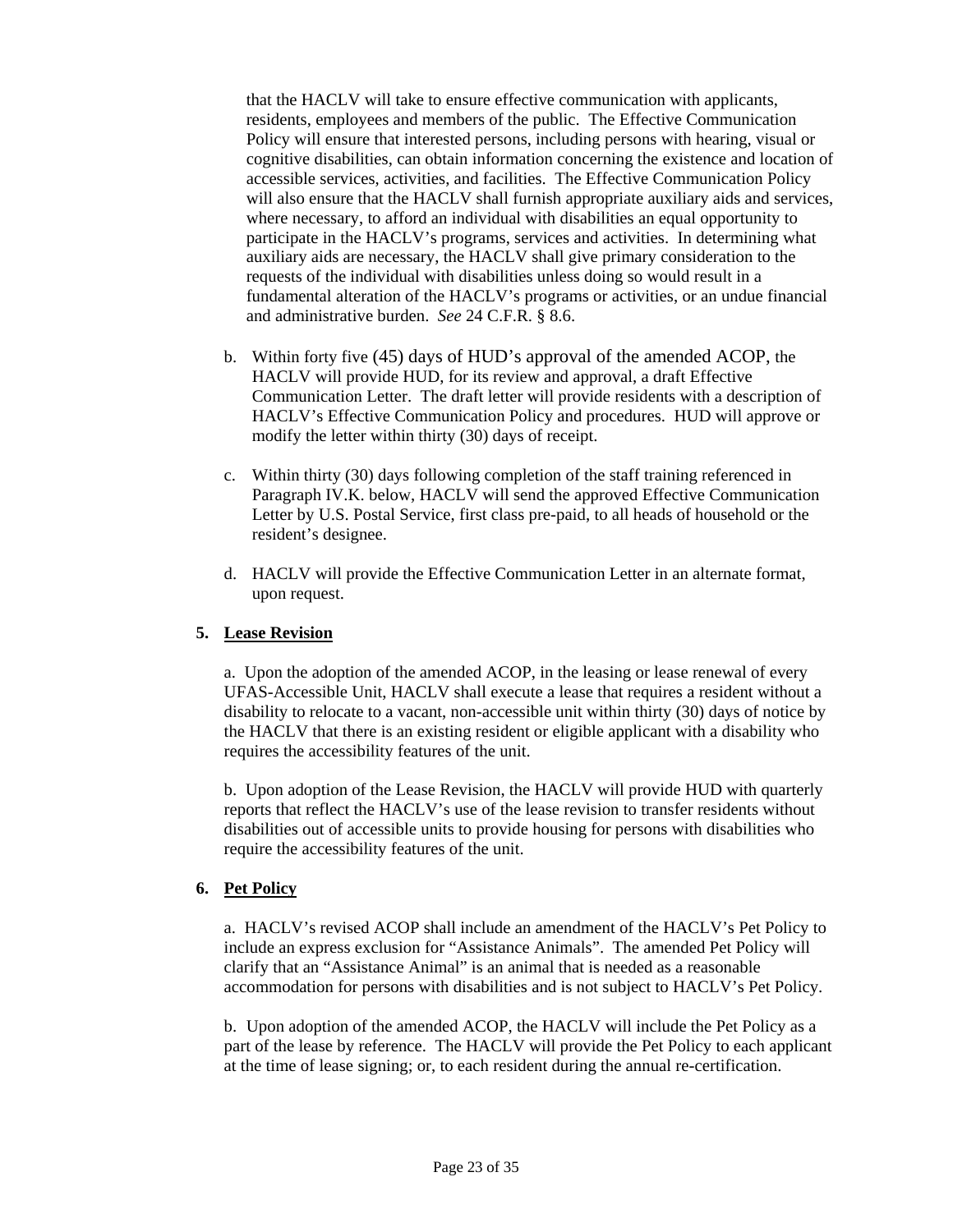that the HACLV will take to ensure effective communication with applicants, residents, employees and members of the public. The Effective Communication Policy will ensure that interested persons, including persons with hearing, visual or cognitive disabilities, can obtain information concerning the existence and location of accessible services, activities, and facilities. The Effective Communication Policy will also ensure that the HACLV shall furnish appropriate auxiliary aids and services, where necessary, to afford an individual with disabilities an equal opportunity to participate in the HACLV's programs, services and activities. In determining what auxiliary aids are necessary, the HACLV shall give primary consideration to the requests of the individual with disabilities unless doing so would result in a fundamental alteration of the HACLV's programs or activities, or an undue financial and administrative burden. *See* 24 C.F.R. § 8.6.

b. Within forty five (45) days of HUD's approval of the amended ACOP, the HACLV will provide HUD, for its review and approval, a draft Effective Communication Letter. The draft letter will provide residents with a description of HACLV's Effective Communication Policy and procedures. HUD will approve or modify the letter within thirty (30) days of receipt.

c. Within thirty (30) days following completion of the staff training referenced in Paragraph IV.K. below, HACLV will send the approved Effective Communication Letter by U.S. Postal Service, first class pre-paid, to all heads of household or the resident's designee.

d. HACLV will provide the Effective Communication Letter in an alternate format, upon request.

**5. Lease Revision**

a. Upon the adoption of the amended ACOP, in the leasing or lease renewal of every UFAS-Accessible Unit, HACLV shall execute a lease that requires a resident without a disability to relocate to a vacant, non-accessible unit within thirty (30) days of notice by the HACLV that there is an existing resident or eligible applicant with a disability who requires the accessibility features of the unit.

b. Upon adoption of the Lease Revision, the HACLV will provide HUD with quarterly reports that reflect the HACLV's use of the lease revision to transfer residents without disabilities out of accessible units to provide housing for persons with disabilities who require the accessibility features of the unit.

**6. Pet Policy**

a. HACLV's revised ACOP shall include an amendment of the HACLV's Pet Policy to include an express exclusion for "Assistance Animals". The amended Pet Policy will clarify that an "Assistance Animal" is an animal that is needed as a reasonable accommodation for persons with disabilities and is not subject to HACLV's Pet Policy.

b. Upon adoption of the amended ACOP, the HACLV will include the Pet Policy as a part of the lease by reference. The HACLV will provide the Pet Policy to each applicant at the time of lease signing; or, to each resident during the annual re-certification.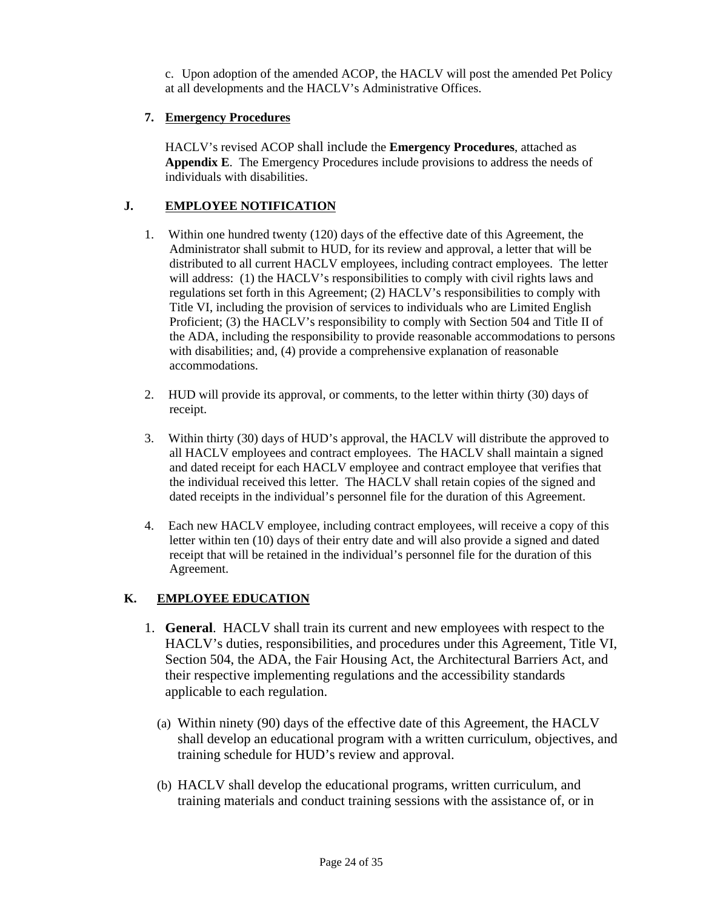c. Upon adoption of the amended ACOP, the HACLV will post the amended Pet Policy at all developments and the HACLV's Administrative Offices.

**7. Emergency Procedures**

HACLV's revised ACOP shall include the **Emergency Procedures**, attached as **Appendix E**. The Emergency Procedures include provisions to address the needs of individuals with disabilities.

## J. EMPLOYEE NOTIFICATION

1. Within one hundred twenty (120) days of the effective date of this Agreement, the Administrator shall submit to HUD, for its review and approval, a letter that will be distributed to all current HACLV employees, including contract employees. The letter will address: (1) the HACLV's responsibilities to comply with civil rights laws and regulations set forth in this Agreement; (2) HACLV's responsibilities to comply with Title VI, including the provision of services to individuals who are Limited English Proficient; (3) the HACLV's responsibility to comply with Section 504 and Title II of the ADA, including the responsibility to provide reasonable accommodations to persons with disabilities; and, (4) provide a comprehensive explanation of reasonable accommodations.

2. HUD will provide its approval, or comments, to the letter within thirty (30) days of receipt.

3. Within thirty (30) days of HUD's approval, the HACLV will distribute the approved to all HACLV employees and contract employees. The HACLV shall maintain a signed and dated receipt for each HACLV employee and contract employee that verifies that the individual received this letter. The HACLV shall retain copies of the signed and dated receipts in the individual's personnel file for the duration of this Agreement.

4. Each new HACLV employee, including contract employees, will receive a copy of this letter within ten (10) days of their entry date and will also provide a signed and dated receipt that will be retained in the individual's personnel file for the duration of this Agreement.

## K. EMPLOYEE EDUCATION

1. **General**. HACLV shall train its current and new employees with respect to the HACLV's duties, responsibilities, and procedures under this Agreement, Title VI, Section 504, the ADA, the Fair Housing Act, the Architectural Barriers Act, and their respective implementing regulations and the accessibility standards applicable to each regulation.

   (a) Within ninety (90) days of the effective date of this Agreement, the HACLV shall develop an educational program with a written curriculum, objectives, and training schedule for HUD's review and approval.

   (b) HACLV shall develop the educational programs, written curriculum, and training materials and conduct training sessions with the assistance of, or in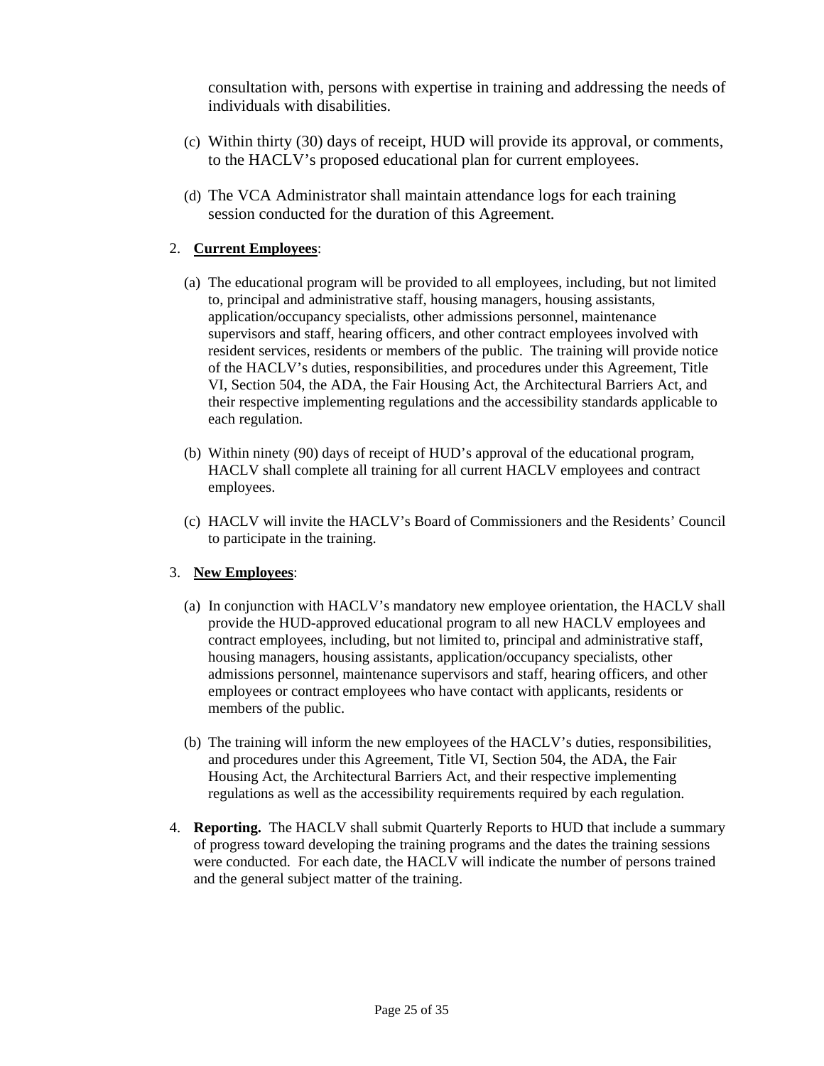consultation with, persons with expertise in training and addressing the needs of individuals with disabilities.

(c) Within thirty (30) days of receipt, HUD will provide its approval, or comments, to the HACLV's proposed educational plan for current employees.

(d) The VCA Administrator shall maintain attendance logs for each training session conducted for the duration of this Agreement.

2. **Current Employees**:

   (a) The educational program will be provided to all employees, including, but not limited to, principal and administrative staff, housing managers, housing assistants, application/occupancy specialists, other admissions personnel, maintenance supervisors and staff, hearing officers, and other contract employees involved with resident services, residents or members of the public. The training will provide notice of the HACLV's duties, responsibilities, and procedures under this Agreement, Title VI, Section 504, the ADA, the Fair Housing Act, the Architectural Barriers Act, and their respective implementing regulations and the accessibility standards applicable to each regulation.

   (b) Within ninety (90) days of receipt of HUD's approval of the educational program, HACLV shall complete all training for all current HACLV employees and contract employees.

   (c) HACLV will invite the HACLV's Board of Commissioners and the Residents' Council to participate in the training.

3. **New Employees**:

   (a) In conjunction with HACLV's mandatory new employee orientation, the HACLV shall provide the HUD-approved educational program to all new HACLV employees and contract employees, including, but not limited to, principal and administrative staff, housing managers, housing assistants, application/occupancy specialists, other admissions personnel, maintenance supervisors and staff, hearing officers, and other employees or contract employees who have contact with applicants, residents or members of the public.

   (b) The training will inform the new employees of the HACLV's duties, responsibilities, and procedures under this Agreement, Title VI, Section 504, the ADA, the Fair Housing Act, the Architectural Barriers Act, and their respective implementing regulations as well as the accessibility requirements required by each regulation.

4. **Reporting.** The HACLV shall submit Quarterly Reports to HUD that include a summary of progress toward developing the training programs and the dates the training sessions were conducted. For each date, the HACLV will indicate the number of persons trained and the general subject matter of the training.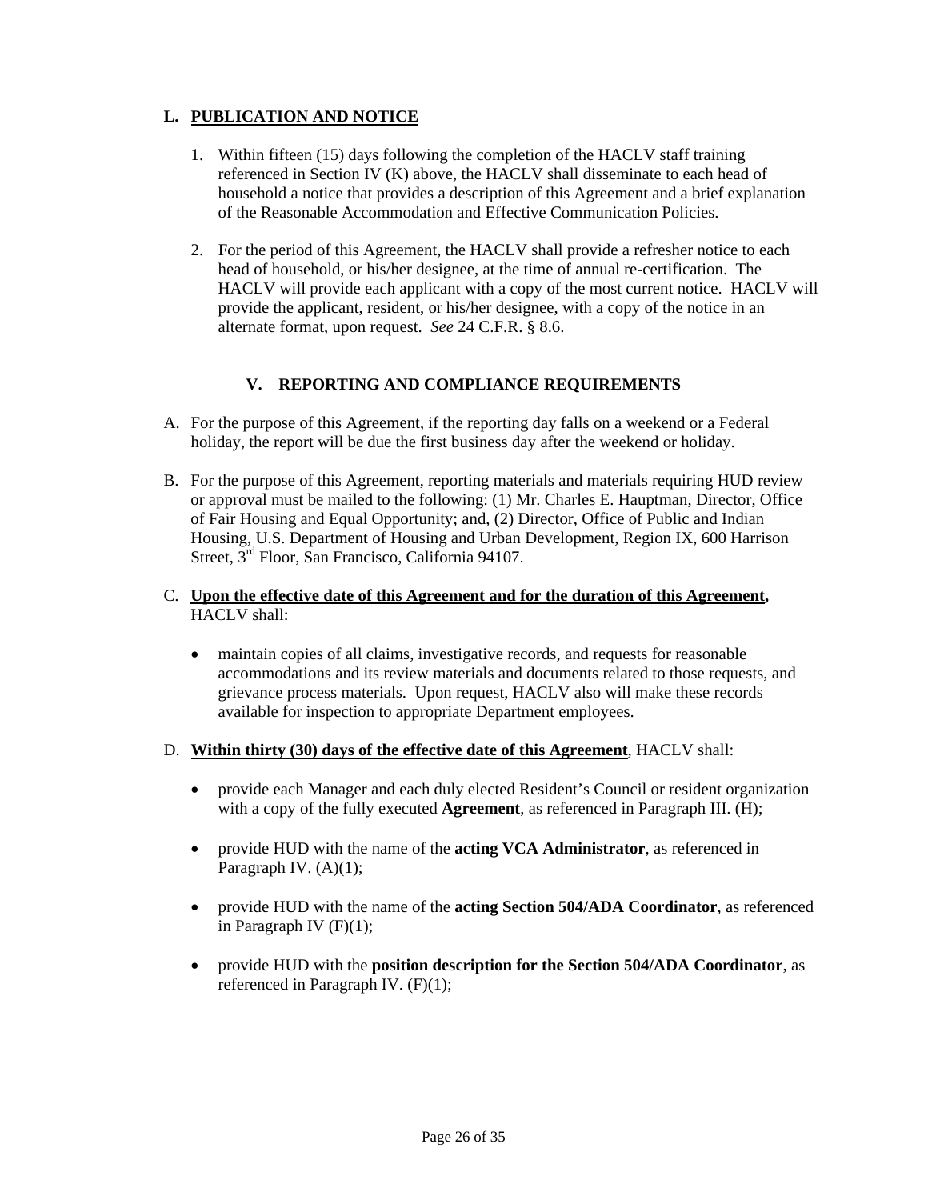### L. PUBLICATION AND NOTICE

1. Within fifteen (15) days following the completion of the HACLV staff training referenced in Section IV (K) above, the HACLV shall disseminate to each head of household a notice that provides a description of this Agreement and a brief explanation of the Reasonable Accommodation and Effective Communication Policies.

2. For the period of this Agreement, the HACLV shall provide a refresher notice to each head of household, or his/her designee, at the time of annual re-certification. The HACLV will provide each applicant with a copy of the most current notice. HACLV will provide the applicant, resident, or his/her designee, with a copy of the notice in an alternate format, upon request. *See* 24 C.F.R. § 8.6.

## V. REPORTING AND COMPLIANCE REQUIREMENTS

A. For the purpose of this Agreement, if the reporting day falls on a weekend or a Federal holiday, the report will be due the first business day after the weekend or holiday.

B. For the purpose of this Agreement, reporting materials and materials requiring HUD review or approval must be mailed to the following: (1) Mr. Charles E. Hauptman, Director, Office of Fair Housing and Equal Opportunity; and, (2) Director, Office of Public and Indian Housing, U.S. Department of Housing and Urban Development, Region IX, 600 Harrison Street, 3rd Floor, San Francisco, California 94107.

C. **Upon the effective date of this Agreement and for the duration of this Agreement,** HACLV shall:

- maintain copies of all claims, investigative records, and requests for reasonable accommodations and its review materials and documents related to those requests, and grievance process materials. Upon request, HACLV also will make these records available for inspection to appropriate Department employees.

D. **Within thirty (30) days of the effective date of this Agreement**, HACLV shall:

- provide each Manager and each duly elected Resident's Council or resident organization with a copy of the fully executed **Agreement**, as referenced in Paragraph III. (H);

- provide HUD with the name of the **acting VCA Administrator**, as referenced in Paragraph IV. (A)(1);

- provide HUD with the name of the **acting Section 504/ADA Coordinator**, as referenced in Paragraph IV (F)(1);

- provide HUD with the **position description for the Section 504/ADA Coordinator**, as referenced in Paragraph IV. (F)(1);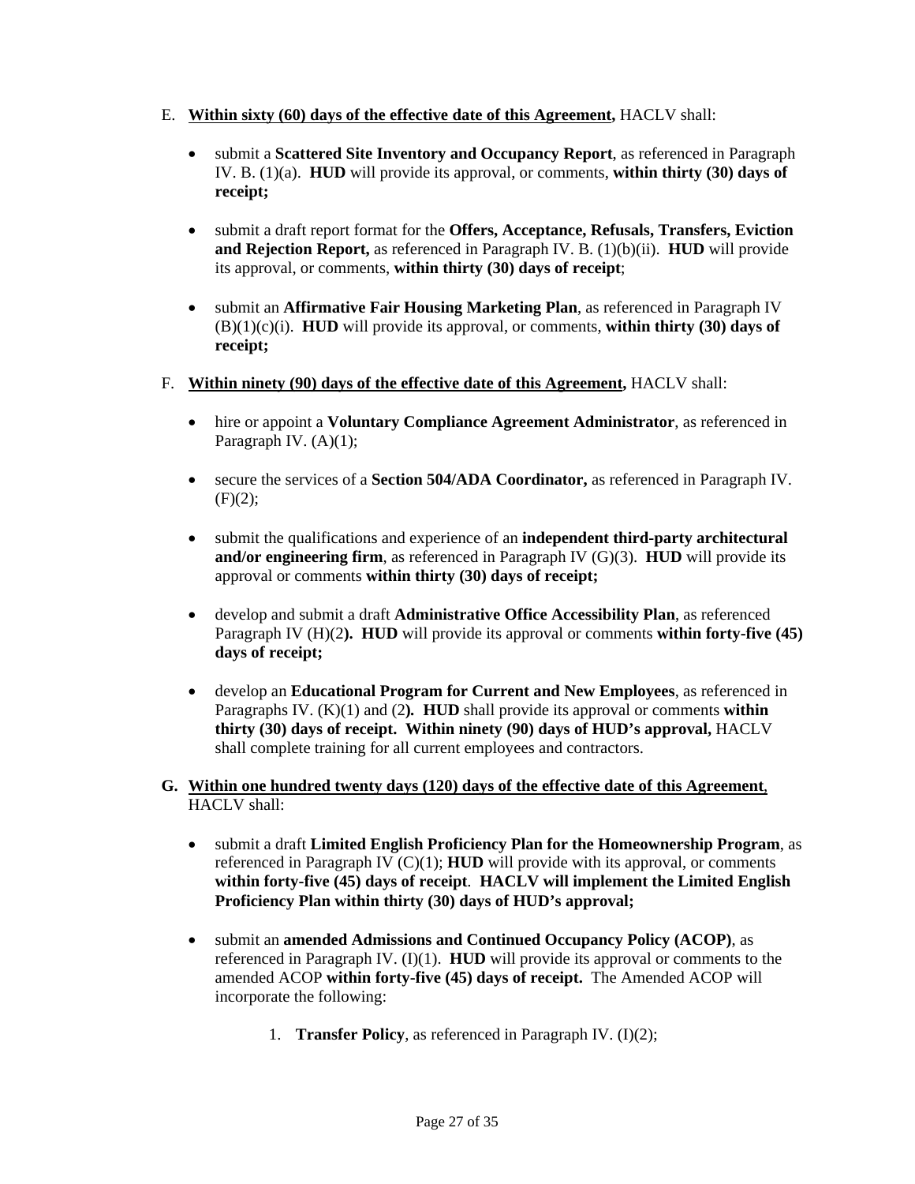E. **Within sixty (60) days of the effective date of this Agreement,** HACLV shall:

- submit a **Scattered Site Inventory and Occupancy Report**, as referenced in Paragraph IV. B. (1)(a). **HUD** will provide its approval, or comments, **within thirty (30) days of receipt;**

- submit a draft report format for the **Offers, Acceptance, Refusals, Transfers, Eviction and Rejection Report,** as referenced in Paragraph IV. B. (1)(b)(ii). **HUD** will provide its approval, or comments, **within thirty (30) days of receipt**;

- submit an **Affirmative Fair Housing Marketing Plan**, as referenced in Paragraph IV (B)(1)(c)(i). **HUD** will provide its approval, or comments, **within thirty (30) days of receipt;**

F. **Within ninety (90) days of the effective date of this Agreement,** HACLV shall:

- hire or appoint a **Voluntary Compliance Agreement Administrator**, as referenced in Paragraph IV. (A)(1);

- secure the services of a **Section 504/ADA Coordinator,** as referenced in Paragraph IV. (F)(2);

- submit the qualifications and experience of an **independent third-party architectural and/or engineering firm**, as referenced in Paragraph IV (G)(3). **HUD** will provide its approval or comments **within thirty (30) days of receipt;**

- develop and submit a draft **Administrative Office Accessibility Plan**, as referenced Paragraph IV (H)(2**). HUD** will provide its approval or comments **within forty-five (45) days of receipt;**

- develop an **Educational Program for Current and New Employees**, as referenced in Paragraphs IV. (K)(1) and (2**). HUD** shall provide its approval or comments **within thirty (30) days of receipt. Within ninety (90) days of HUD's approval,** HACLV shall complete training for all current employees and contractors.

**G. Within one hundred twenty days (120) days of the effective date of this Agreement**, HACLV shall:

- submit a draft **Limited English Proficiency Plan for the Homeownership Program**, as referenced in Paragraph IV (C)(1); **HUD** will provide with its approval, or comments **within forty-five (45) days of receipt**. **HACLV will implement the Limited English Proficiency Plan within thirty (30) days of HUD's approval;**

- submit an **amended Admissions and Continued Occupancy Policy (ACOP)**, as referenced in Paragraph IV. (I)(1). **HUD** will provide its approval or comments to the amended ACOP **within forty-five (45) days of receipt.** The Amended ACOP will incorporate the following:

  1. **Transfer Policy**, as referenced in Paragraph IV. (I)(2);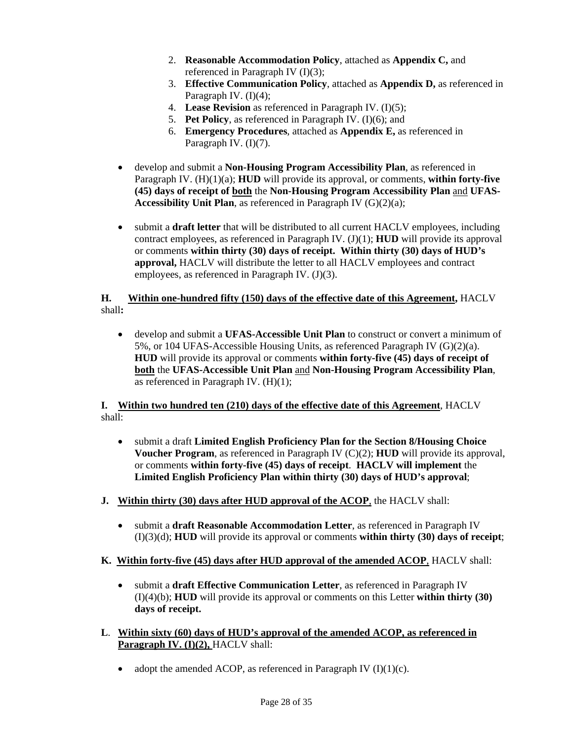2. **Reasonable Accommodation Policy**, attached as **Appendix C,** and referenced in Paragraph IV (I)(3);
3. **Effective Communication Policy**, attached as **Appendix D,** as referenced in Paragraph IV. (I)(4);
4. **Lease Revision** as referenced in Paragraph IV. (I)(5);
5. **Pet Policy**, as referenced in Paragraph IV. (I)(6); and
6. **Emergency Procedures**, attached as **Appendix E,** as referenced in Paragraph IV. (I)(7).

- develop and submit a **Non-Housing Program Accessibility Plan**, as referenced in Paragraph IV. (H)(1)(a); **HUD** will provide its approval, or comments, **within forty-five (45) days of receipt of <u>both</u>** the **Non-Housing Program Accessibility Plan** <u>and</u> **UFAS-Accessibility Unit Plan**, as referenced in Paragraph IV (G)(2)(a);

- submit a **draft letter** that will be distributed to all current HACLV employees, including contract employees, as referenced in Paragraph IV. (J)(1); **HUD** will provide its approval or comments **within thirty (30) days of receipt. Within thirty (30) days of HUD's approval,** HACLV will distribute the letter to all HACLV employees and contract employees, as referenced in Paragraph IV. (J)(3).

**H. <u>Within one-hundred fifty (150) days of the effective date of this Agreement</u>,** HACLV shall**:**

- develop and submit a **UFAS-Accessible Unit Plan** to construct or convert a minimum of 5%, or 104 UFAS-Accessible Housing Units, as referenced Paragraph IV (G)(2)(a). **HUD** will provide its approval or comments **within forty-five (45) days of receipt of <u>both</u>** the **UFAS-Accessible Unit Plan** <u>and</u> **Non-Housing Program Accessibility Plan**, as referenced in Paragraph IV. (H)(1);

**I. <u>Within two hundred ten (210) days of the effective date of this Agreement</u>**, HACLV shall:

- submit a draft **Limited English Proficiency Plan for the Section 8/Housing Choice Voucher Program**, as referenced in Paragraph IV (C)(2); **HUD** will provide its approval, or comments **within forty-five (45) days of receipt**. **HACLV will implement** the **Limited English Proficiency Plan within thirty (30) days of HUD's approval**;

**J. <u>Within thirty (30) days after HUD approval of the ACOP</u>**, the HACLV shall:

- submit a **draft Reasonable Accommodation Letter**, as referenced in Paragraph IV (I)(3)(d); **HUD** will provide its approval or comments **within thirty (30) days of receipt**;

**K. <u>Within forty-five (45) days after HUD approval of the amended ACOP</u>**, HACLV shall:

- submit a **draft Effective Communication Letter**, as referenced in Paragraph IV (I)(4)(b); **HUD** will provide its approval or comments on this Letter **within thirty (30) days of receipt.**

**L. <u>Within sixty (60) days of HUD's approval of the amended ACOP, as referenced in Paragraph IV. (I)(2),</u>** HACLV shall:

- adopt the amended ACOP, as referenced in Paragraph IV (I)(1)(c).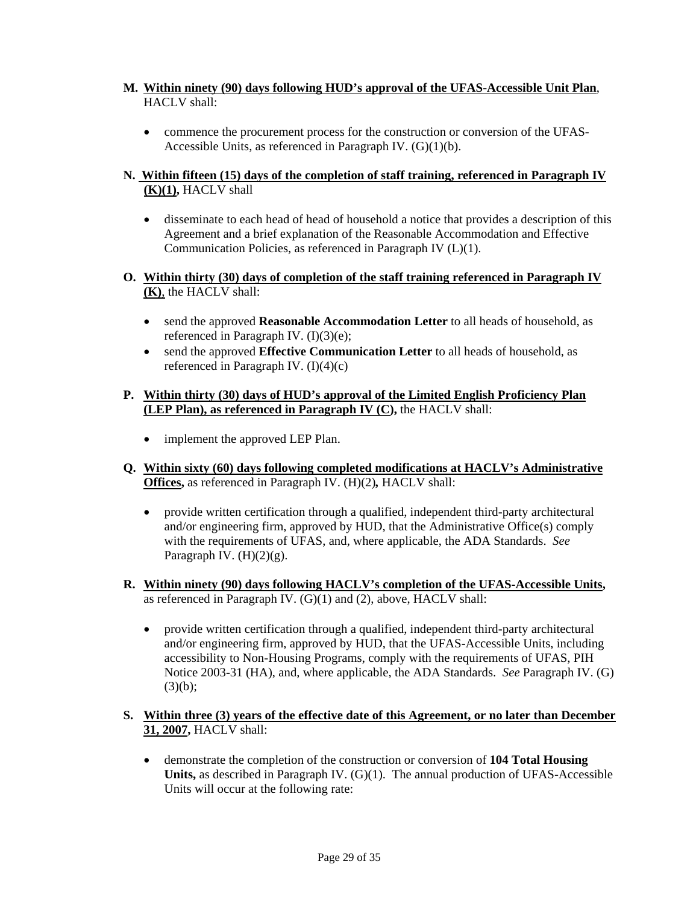**M. <u>Within ninety (90) days following HUD's approval of the UFAS-Accessible Unit Plan</u>**, HACLV shall:

- commence the procurement process for the construction or conversion of the UFAS-Accessible Units, as referenced in Paragraph IV. (G)(1)(b).

**N. <u>Within fifteen (15) days of the completion of staff training, referenced in Paragraph IV (K)(1),</u>** HACLV shall

- disseminate to each head of head of household a notice that provides a description of this Agreement and a brief explanation of the Reasonable Accommodation and Effective Communication Policies, as referenced in Paragraph IV (L)(1).

**O. <u>Within thirty (30) days of completion of the staff training referenced in Paragraph IV (K)</u>**, the HACLV shall:

- send the approved **Reasonable Accommodation Letter** to all heads of household, as referenced in Paragraph IV. (I)(3)(e);
- send the approved **Effective Communication Letter** to all heads of household, as referenced in Paragraph IV. (I)(4)(c)

**P. <u>Within thirty (30) days of HUD's approval of the Limited English Proficiency Plan (LEP Plan), as referenced in Paragraph IV (C),</u>** the HACLV shall:

- implement the approved LEP Plan.

**Q. <u>Within sixty (60) days following completed modifications at HACLV's Administrative Offices,</u>** as referenced in Paragraph IV. (H)(2)**,** HACLV shall:

- provide written certification through a qualified, independent third-party architectural and/or engineering firm, approved by HUD, that the Administrative Office(s) comply with the requirements of UFAS, and, where applicable, the ADA Standards. *See* Paragraph IV. (H)(2)(g).

**R. <u>Within ninety (90) days following HACLV's completion of the UFAS-Accessible Units,</u>** as referenced in Paragraph IV. (G)(1) and (2), above, HACLV shall:

- provide written certification through a qualified, independent third-party architectural and/or engineering firm, approved by HUD, that the UFAS-Accessible Units, including accessibility to Non-Housing Programs, comply with the requirements of UFAS, PIH Notice 2003-31 (HA), and, where applicable, the ADA Standards. *See* Paragraph IV. (G)(3)(b);

**S. <u>Within three (3) years of the effective date of this Agreement, or no later than December 31, 2007,</u>** HACLV shall:

- demonstrate the completion of the construction or conversion of **104 Total Housing Units,** as described in Paragraph IV. (G)(1). The annual production of UFAS-Accessible Units will occur at the following rate: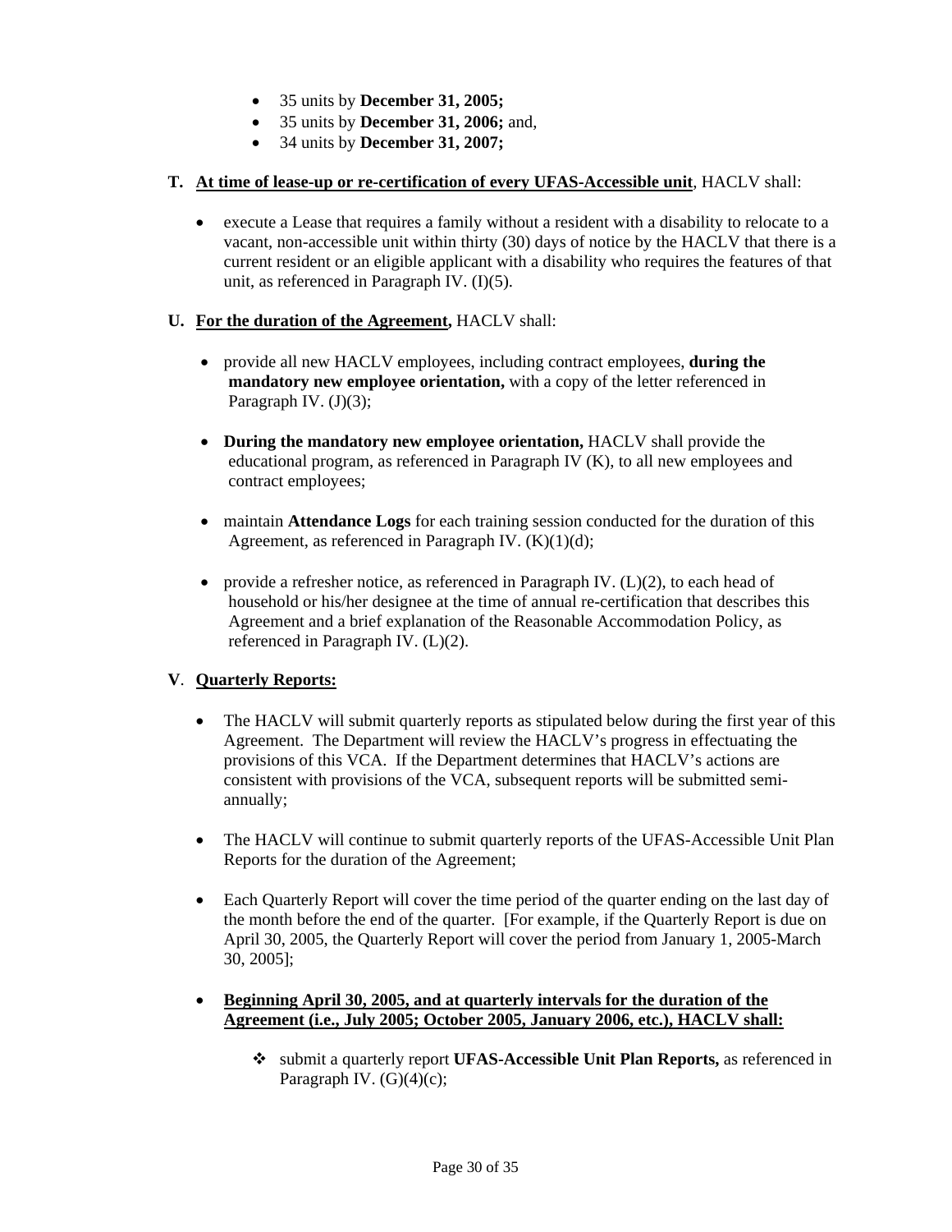- 35 units by **December 31, 2005;**
- 35 units by **December 31, 2006;** and,
- 34 units by **December 31, 2007;**

**T. <u>At time of lease-up or re-certification of every UFAS-Accessible unit</u>**, HACLV shall:

- execute a Lease that requires a family without a resident with a disability to relocate to a vacant, non-accessible unit within thirty (30) days of notice by the HACLV that there is a current resident or an eligible applicant with a disability who requires the features of that unit, as referenced in Paragraph IV. (I)(5).

**U. <u>For the duration of the Agreement,</u>** HACLV shall:

- provide all new HACLV employees, including contract employees, **during the mandatory new employee orientation,** with a copy of the letter referenced in Paragraph IV. (J)(3);
- **During the mandatory new employee orientation,** HACLV shall provide the educational program, as referenced in Paragraph IV (K), to all new employees and contract employees;
- maintain **Attendance Logs** for each training session conducted for the duration of this Agreement, as referenced in Paragraph IV. (K)(1)(d);
- provide a refresher notice, as referenced in Paragraph IV. (L)(2), to each head of household or his/her designee at the time of annual re-certification that describes this Agreement and a brief explanation of the Reasonable Accommodation Policy, as referenced in Paragraph IV. (L)(2).

**V**. **<u>Quarterly Reports:</u>**

- The HACLV will submit quarterly reports as stipulated below during the first year of this Agreement. The Department will review the HACLV's progress in effectuating the provisions of this VCA. If the Department determines that HACLV's actions are consistent with provisions of the VCA, subsequent reports will be submitted semi-annually;
- The HACLV will continue to submit quarterly reports of the UFAS-Accessible Unit Plan Reports for the duration of the Agreement;
- Each Quarterly Report will cover the time period of the quarter ending on the last day of the month before the end of the quarter. [For example, if the Quarterly Report is due on April 30, 2005, the Quarterly Report will cover the period from January 1, 2005-March 30, 2005];
- **<u>Beginning April 30, 2005, and at quarterly intervals for the duration of the Agreement (i.e., July 2005; October 2005, January 2006, etc.), HACLV shall:</u>**
  - submit a quarterly report **UFAS-Accessible Unit Plan Reports,** as referenced in Paragraph IV. (G)(4)(c);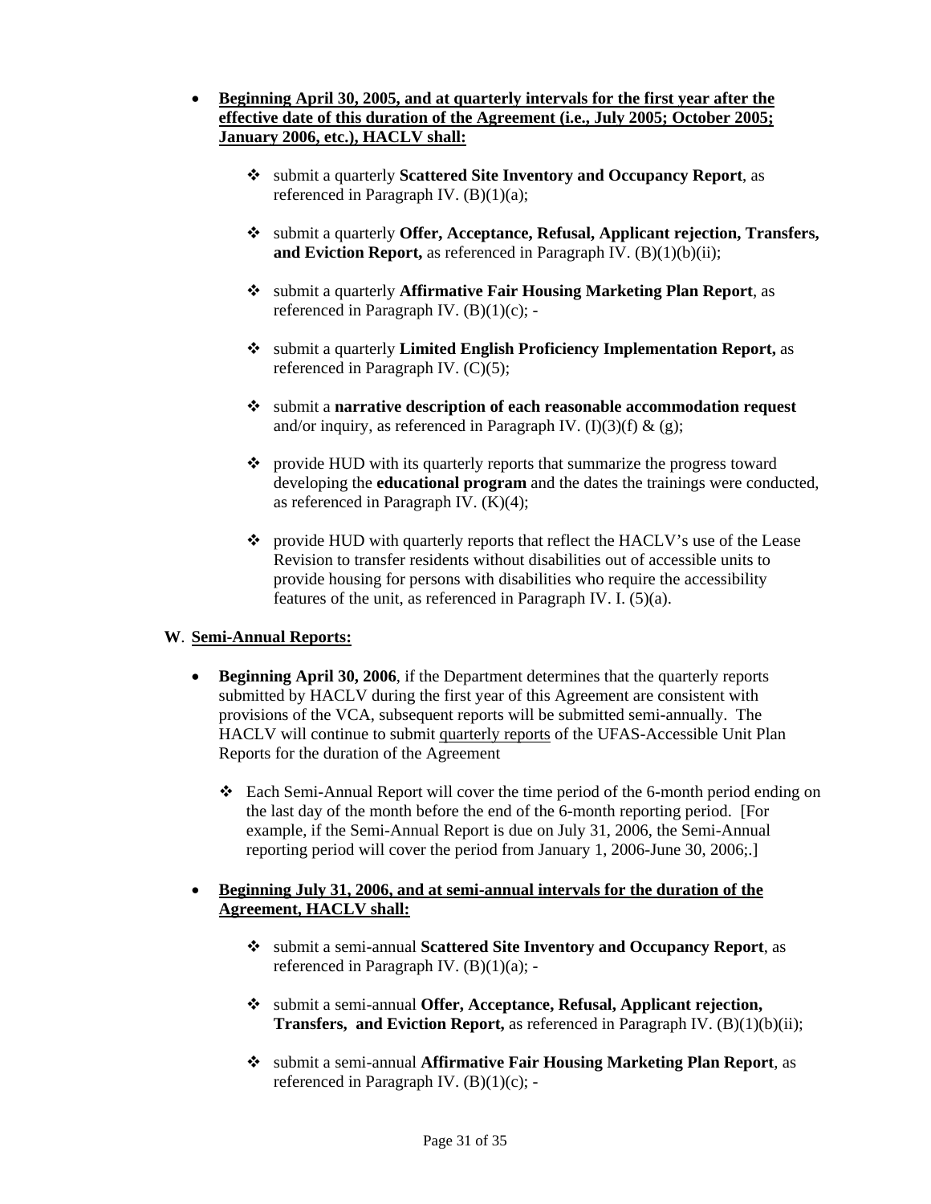- **Beginning April 30, 2005, and at quarterly intervals for the first year after the effective date of this duration of the Agreement (i.e., July 2005; October 2005; January 2006, etc.), HACLV shall:**

  - submit a quarterly **Scattered Site Inventory and Occupancy Report**, as referenced in Paragraph IV. (B)(1)(a);

  - submit a quarterly **Offer, Acceptance, Refusal, Applicant rejection, Transfers, and Eviction Report,** as referenced in Paragraph IV. (B)(1)(b)(ii);

  - submit a quarterly **Affirmative Fair Housing Marketing Plan Report**, as referenced in Paragraph IV. (B)(1)(c); -

  - submit a quarterly **Limited English Proficiency Implementation Report,** as referenced in Paragraph IV. (C)(5);

  - submit a **narrative description of each reasonable accommodation request** and/or inquiry, as referenced in Paragraph IV. (I)(3)(f) & (g);

  - provide HUD with its quarterly reports that summarize the progress toward developing the **educational program** and the dates the trainings were conducted, as referenced in Paragraph IV. (K)(4);

  - provide HUD with quarterly reports that reflect the HACLV's use of the Lease Revision to transfer residents without disabilities out of accessible units to provide housing for persons with disabilities who require the accessibility features of the unit, as referenced in Paragraph IV. I. (5)(a).

**W**. **Semi-Annual Reports:**

- **Beginning April 30, 2006**, if the Department determines that the quarterly reports submitted by HACLV during the first year of this Agreement are consistent with provisions of the VCA, subsequent reports will be submitted semi-annually. The HACLV will continue to submit quarterly reports of the UFAS-Accessible Unit Plan Reports for the duration of the Agreement

  - Each Semi-Annual Report will cover the time period of the 6-month period ending on the last day of the month before the end of the 6-month reporting period. [For example, if the Semi-Annual Report is due on July 31, 2006, the Semi-Annual reporting period will cover the period from January 1, 2006-June 30, 2006;.]

- **Beginning July 31, 2006, and at semi-annual intervals for the duration of the Agreement, HACLV shall:**

  - submit a semi-annual **Scattered Site Inventory and Occupancy Report**, as referenced in Paragraph IV. (B)(1)(a); -

  - submit a semi-annual **Offer, Acceptance, Refusal, Applicant rejection, Transfers, and Eviction Report,** as referenced in Paragraph IV. (B)(1)(b)(ii);

  - submit a semi-annual **Affirmative Fair Housing Marketing Plan Report**, as referenced in Paragraph IV. (B)(1)(c); -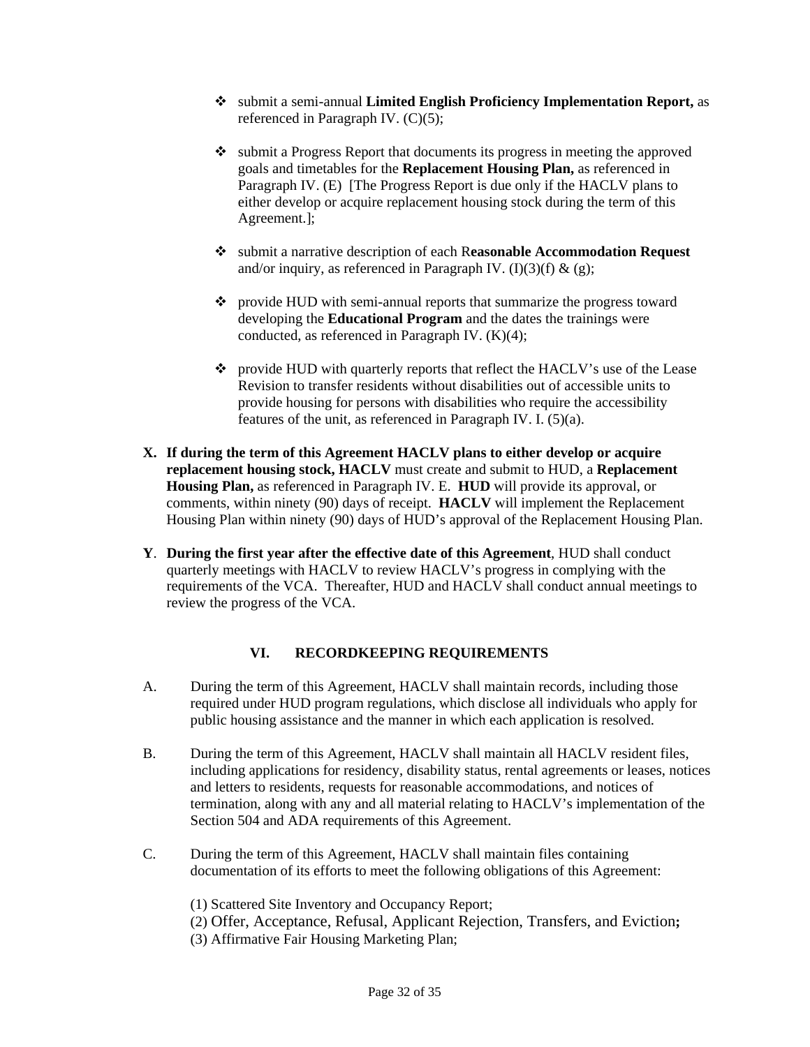- submit a semi-annual **Limited English Proficiency Implementation Report,** as referenced in Paragraph IV. (C)(5);

- submit a Progress Report that documents its progress in meeting the approved goals and timetables for the **Replacement Housing Plan,** as referenced in Paragraph IV. (E) [The Progress Report is due only if the HACLV plans to either develop or acquire replacement housing stock during the term of this Agreement.];

- submit a narrative description of each R**easonable Accommodation Request** and/or inquiry, as referenced in Paragraph IV. (I)(3)(f) & (g);

- provide HUD with semi-annual reports that summarize the progress toward developing the **Educational Program** and the dates the trainings were conducted, as referenced in Paragraph IV. (K)(4);

- provide HUD with quarterly reports that reflect the HACLV's use of the Lease Revision to transfer residents without disabilities out of accessible units to provide housing for persons with disabilities who require the accessibility features of the unit, as referenced in Paragraph IV. I. (5)(a).

**X. If during the term of this Agreement HACLV plans to either develop or acquire replacement housing stock, HACLV** must create and submit to HUD, a **Replacement Housing Plan,** as referenced in Paragraph IV. E. **HUD** will provide its approval, or comments, within ninety (90) days of receipt. **HACLV** will implement the Replacement Housing Plan within ninety (90) days of HUD's approval of the Replacement Housing Plan.

**Y**. **During the first year after the effective date of this Agreement**, HUD shall conduct quarterly meetings with HACLV to review HACLV's progress in complying with the requirements of the VCA. Thereafter, HUD and HACLV shall conduct annual meetings to review the progress of the VCA.

## VI. RECORDKEEPING REQUIREMENTS

A. During the term of this Agreement, HACLV shall maintain records, including those required under HUD program regulations, which disclose all individuals who apply for public housing assistance and the manner in which each application is resolved.

B. During the term of this Agreement, HACLV shall maintain all HACLV resident files, including applications for residency, disability status, rental agreements or leases, notices and letters to residents, requests for reasonable accommodations, and notices of termination, along with any and all material relating to HACLV's implementation of the Section 504 and ADA requirements of this Agreement.

C. During the term of this Agreement, HACLV shall maintain files containing documentation of its efforts to meet the following obligations of this Agreement:

(1) Scattered Site Inventory and Occupancy Report;
(2) Offer, Acceptance, Refusal, Applicant Rejection, Transfers, and Eviction**;**
(3) Affirmative Fair Housing Marketing Plan;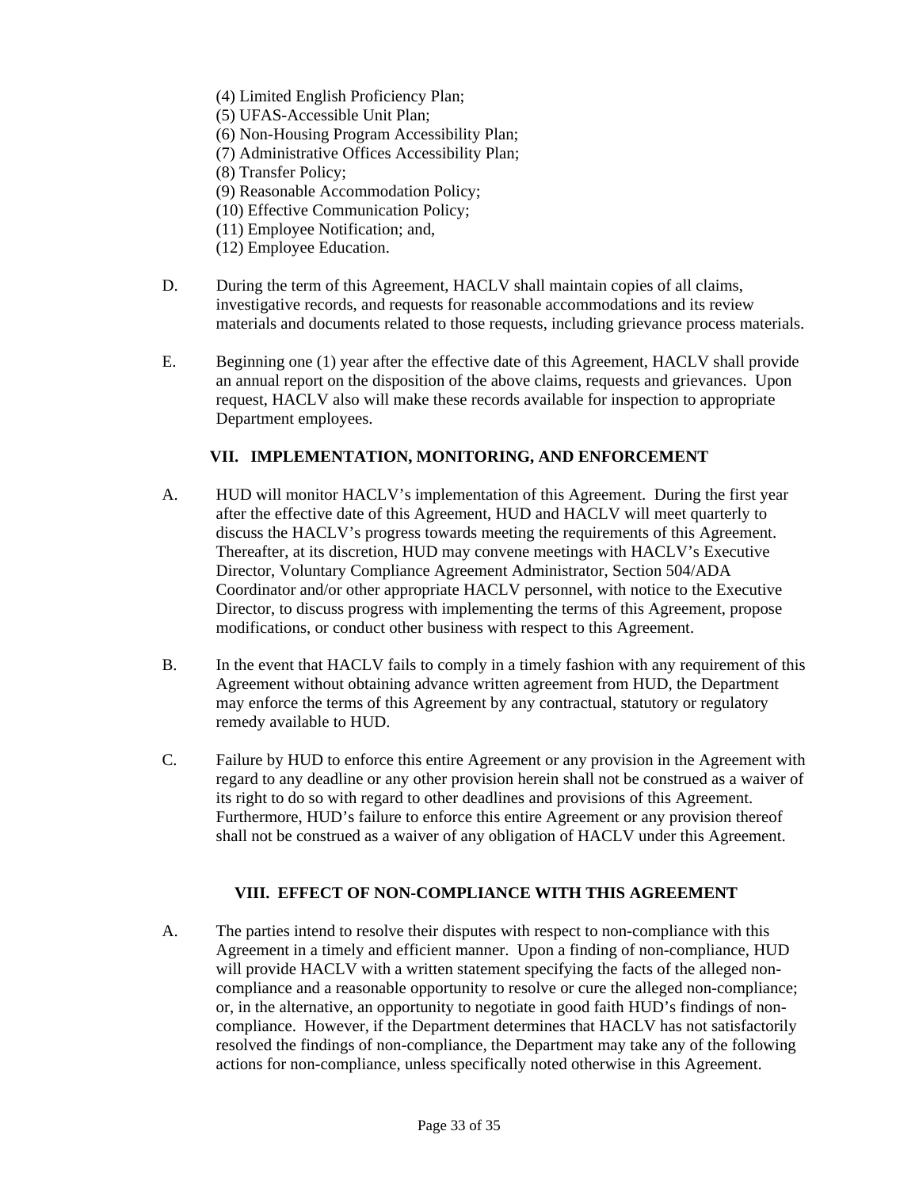(4) Limited English Proficiency Plan;
(5) UFAS-Accessible Unit Plan;
(6) Non-Housing Program Accessibility Plan;
(7) Administrative Offices Accessibility Plan;
(8) Transfer Policy;
(9) Reasonable Accommodation Policy;
(10) Effective Communication Policy;
(11) Employee Notification; and,
(12) Employee Education.

D. During the term of this Agreement, HACLV shall maintain copies of all claims, investigative records, and requests for reasonable accommodations and its review materials and documents related to those requests, including grievance process materials.

E. Beginning one (1) year after the effective date of this Agreement, HACLV shall provide an annual report on the disposition of the above claims, requests and grievances. Upon request, HACLV also will make these records available for inspection to appropriate Department employees.

## VII. IMPLEMENTATION, MONITORING, AND ENFORCEMENT

A. HUD will monitor HACLV's implementation of this Agreement. During the first year after the effective date of this Agreement, HUD and HACLV will meet quarterly to discuss the HACLV's progress towards meeting the requirements of this Agreement. Thereafter, at its discretion, HUD may convene meetings with HACLV's Executive Director, Voluntary Compliance Agreement Administrator, Section 504/ADA Coordinator and/or other appropriate HACLV personnel, with notice to the Executive Director, to discuss progress with implementing the terms of this Agreement, propose modifications, or conduct other business with respect to this Agreement.

B. In the event that HACLV fails to comply in a timely fashion with any requirement of this Agreement without obtaining advance written agreement from HUD, the Department may enforce the terms of this Agreement by any contractual, statutory or regulatory remedy available to HUD.

C. Failure by HUD to enforce this entire Agreement or any provision in the Agreement with regard to any deadline or any other provision herein shall not be construed as a waiver of its right to do so with regard to other deadlines and provisions of this Agreement. Furthermore, HUD's failure to enforce this entire Agreement or any provision thereof shall not be construed as a waiver of any obligation of HACLV under this Agreement.

## VIII. EFFECT OF NON-COMPLIANCE WITH THIS AGREEMENT

A. The parties intend to resolve their disputes with respect to non-compliance with this Agreement in a timely and efficient manner. Upon a finding of non-compliance, HUD will provide HACLV with a written statement specifying the facts of the alleged non-compliance and a reasonable opportunity to resolve or cure the alleged non-compliance; or, in the alternative, an opportunity to negotiate in good faith HUD's findings of non-compliance. However, if the Department determines that HACLV has not satisfactorily resolved the findings of non-compliance, the Department may take any of the following actions for non-compliance, unless specifically noted otherwise in this Agreement.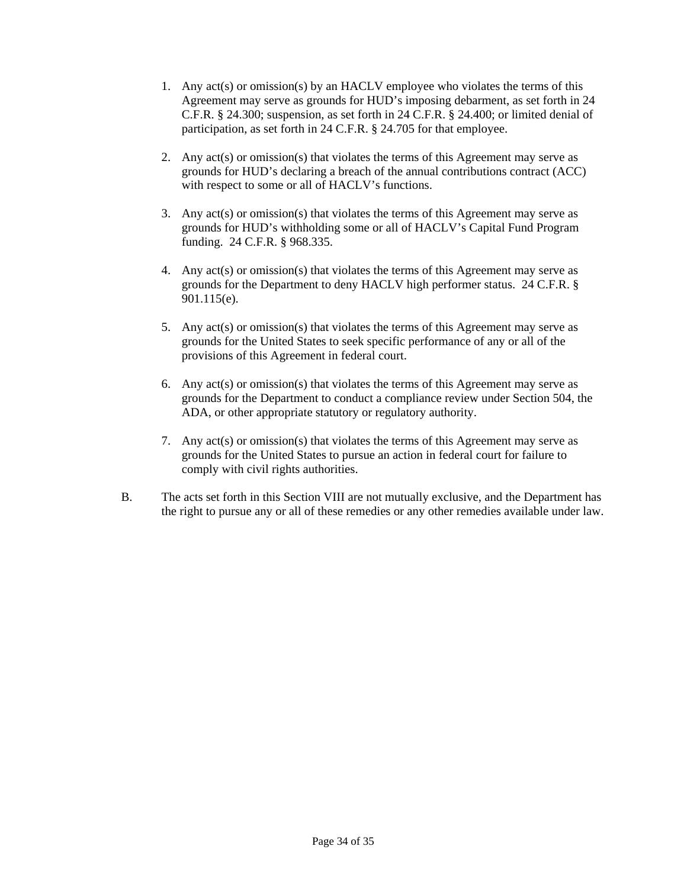1. Any act(s) or omission(s) by an HACLV employee who violates the terms of this Agreement may serve as grounds for HUD's imposing debarment, as set forth in 24 C.F.R. § 24.300; suspension, as set forth in 24 C.F.R. § 24.400; or limited denial of participation, as set forth in 24 C.F.R. § 24.705 for that employee.

2. Any act(s) or omission(s) that violates the terms of this Agreement may serve as grounds for HUD's declaring a breach of the annual contributions contract (ACC) with respect to some or all of HACLV's functions.

3. Any act(s) or omission(s) that violates the terms of this Agreement may serve as grounds for HUD's withholding some or all of HACLV's Capital Fund Program funding. 24 C.F.R. § 968.335.

4. Any act(s) or omission(s) that violates the terms of this Agreement may serve as grounds for the Department to deny HACLV high performer status. 24 C.F.R. § 901.115(e).

5. Any act(s) or omission(s) that violates the terms of this Agreement may serve as grounds for the United States to seek specific performance of any or all of the provisions of this Agreement in federal court.

6. Any act(s) or omission(s) that violates the terms of this Agreement may serve as grounds for the Department to conduct a compliance review under Section 504, the ADA, or other appropriate statutory or regulatory authority.

7. Any act(s) or omission(s) that violates the terms of this Agreement may serve as grounds for the United States to pursue an action in federal court for failure to comply with civil rights authorities.

B. The acts set forth in this Section VIII are not mutually exclusive, and the Department has the right to pursue any or all of these remedies or any other remedies available under law.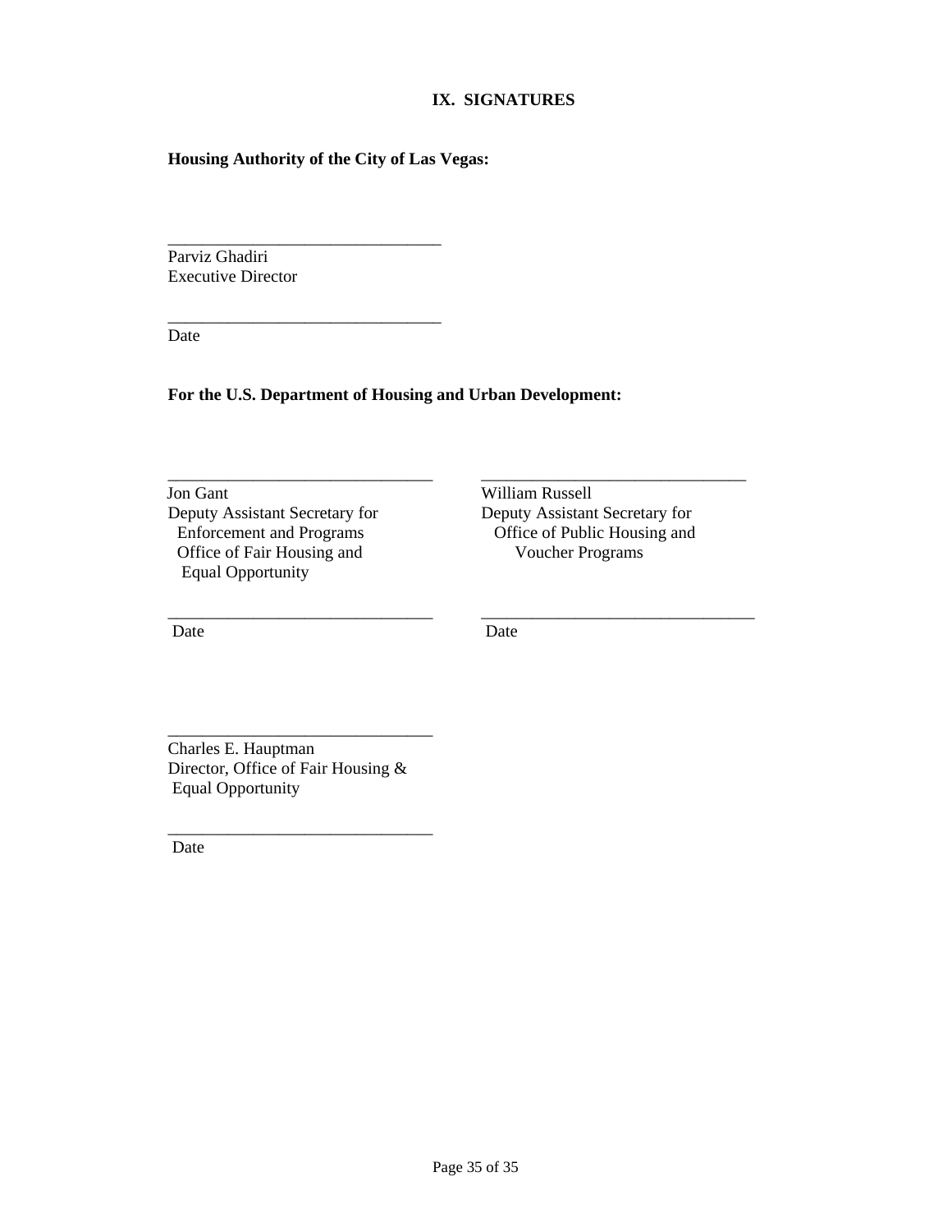## IX. SIGNATURES

**Housing Authority of the City of Las Vegas:**

________________________________
Parviz Ghadiri
Executive Director

________________________________
Date

**For the U.S. Department of Housing and Urban Development:**

________________________________
Jon Gant
Deputy Assistant Secretary for
Enforcement and Programs
Office of Fair Housing and
Equal Opportunity

________________________________
Date

________________________________
William Russell
Deputy Assistant Secretary for
Office of Public Housing and
Voucher Programs

________________________________
Date

________________________________
Charles E. Hauptman
Director, Office of Fair Housing &
Equal Opportunity

________________________________
Date